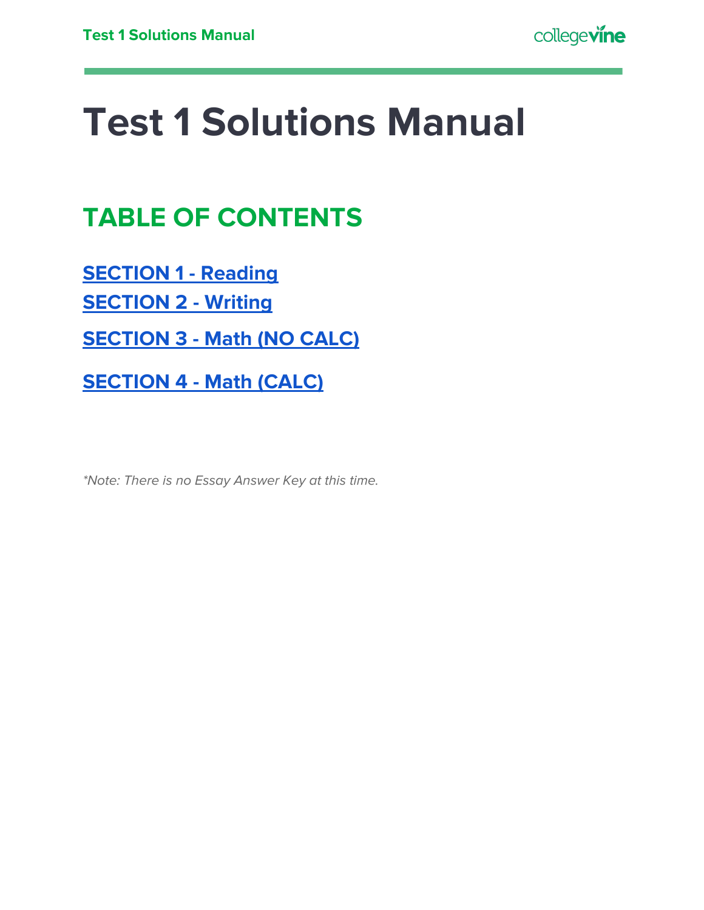# Test 1 Solutions Manual

## TABLE OF CONTENTS

**SECTION 1 - Reading**

**SECTION 2 - Writing**

**SECTION 3 - Math (NO CALC)**

**SECTION 4 - Math (CALC)**

**Note: There is no Essay Answer Key at this time.*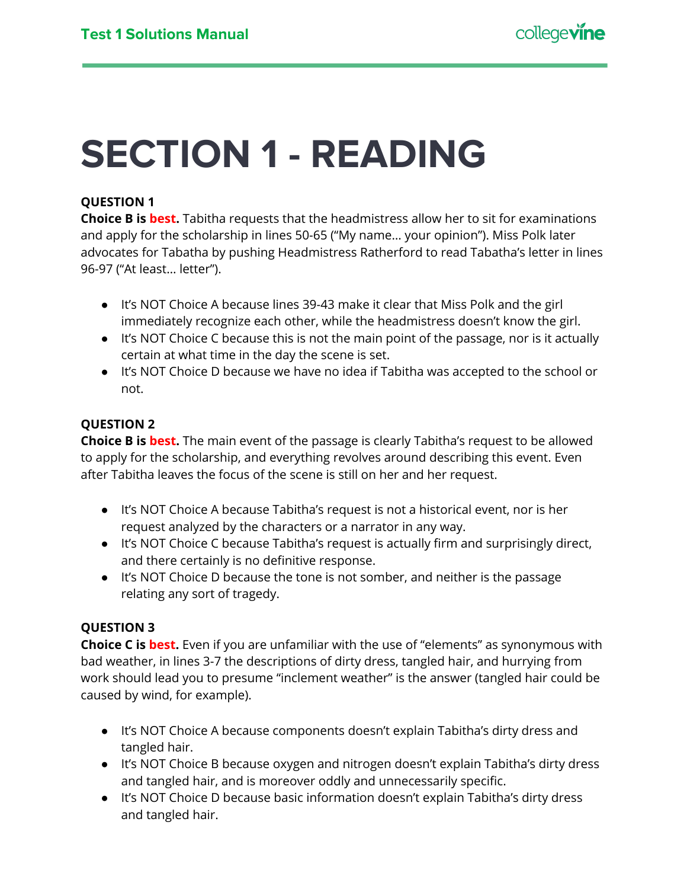# SECTION 1 - READING

**QUESTION 1**

**Choice B is best.** Tabitha requests that the headmistress allow her to sit for examinations and apply for the scholarship in lines 50-65 ("My name… your opinion"). Miss Polk later advocates for Tabatha by pushing Headmistress Ratherford to read Tabatha's letter in lines 96-97 ("At least… letter").

- It's NOT Choice A because lines 39-43 make it clear that Miss Polk and the girl immediately recognize each other, while the headmistress doesn't know the girl.
- It's NOT Choice C because this is not the main point of the passage, nor is it actually certain at what time in the day the scene is set.
- It's NOT Choice D because we have no idea if Tabitha was accepted to the school or not.

**QUESTION 2**

**Choice B is best.** The main event of the passage is clearly Tabitha's request to be allowed to apply for the scholarship, and everything revolves around describing this event. Even after Tabitha leaves the focus of the scene is still on her and her request.

- It's NOT Choice A because Tabitha's request is not a historical event, nor is her request analyzed by the characters or a narrator in any way.
- It's NOT Choice C because Tabitha's request is actually firm and surprisingly direct, and there certainly is no definitive response.
- It's NOT Choice D because the tone is not somber, and neither is the passage relating any sort of tragedy.

**QUESTION 3**

**Choice C is best.** Even if you are unfamiliar with the use of "elements" as synonymous with bad weather, in lines 3-7 the descriptions of dirty dress, tangled hair, and hurrying from work should lead you to presume "inclement weather" is the answer (tangled hair could be caused by wind, for example).

- It's NOT Choice A because components doesn't explain Tabitha's dirty dress and tangled hair.
- It's NOT Choice B because oxygen and nitrogen doesn't explain Tabitha's dirty dress and tangled hair, and is moreover oddly and unnecessarily specific.
- It's NOT Choice D because basic information doesn't explain Tabitha's dirty dress and tangled hair.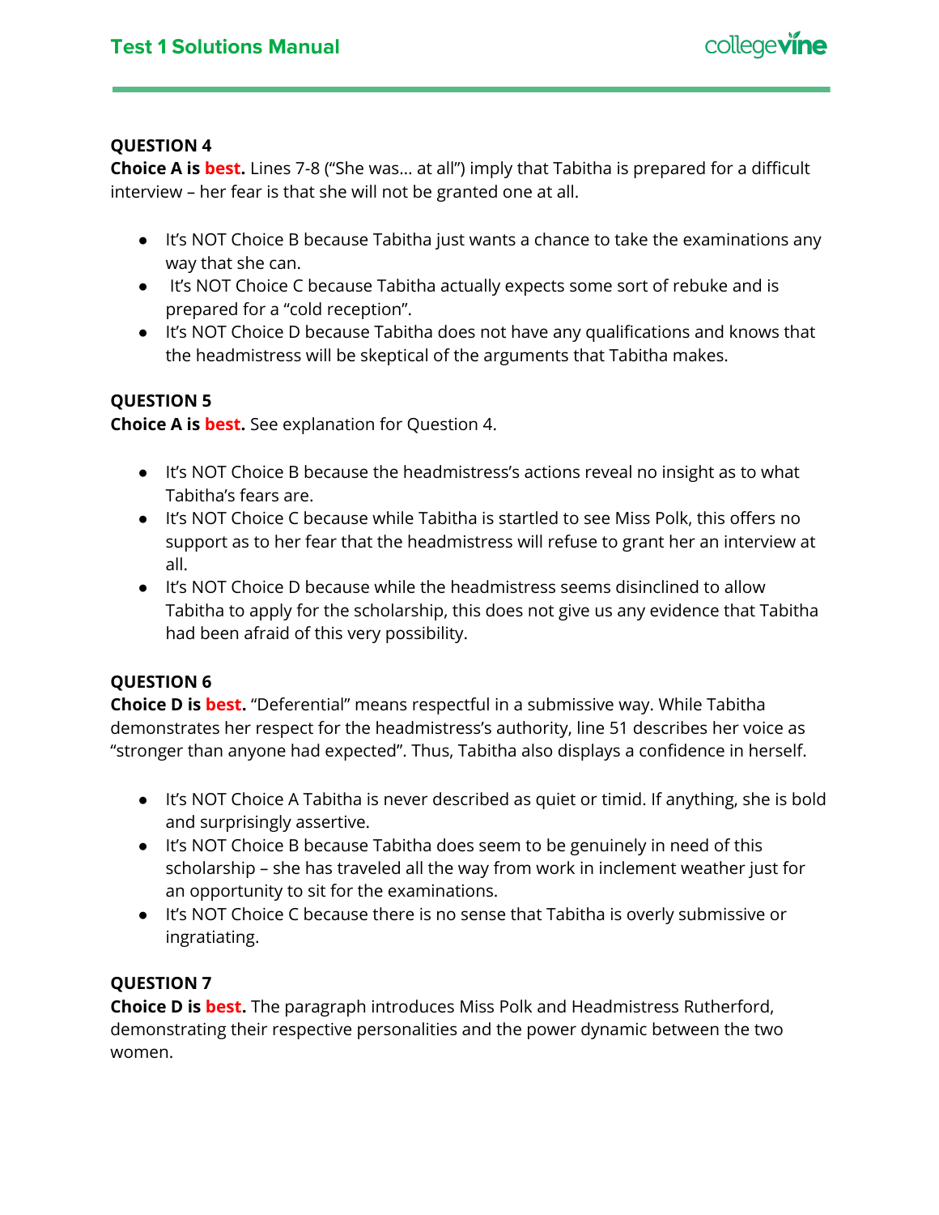**QUESTION 4**

**Choice A is best.** Lines 7-8 ("She was... at all") imply that Tabitha is prepared for a difficult interview – her fear is that she will not be granted one at all.

- It's NOT Choice B because Tabitha just wants a chance to take the examinations any way that she can.
- It's NOT Choice C because Tabitha actually expects some sort of rebuke and is prepared for a "cold reception".
- It's NOT Choice D because Tabitha does not have any qualifications and knows that the headmistress will be skeptical of the arguments that Tabitha makes.

**QUESTION 5**

**Choice A is best.** See explanation for Question 4.

- It's NOT Choice B because the headmistress's actions reveal no insight as to what Tabitha's fears are.
- It's NOT Choice C because while Tabitha is startled to see Miss Polk, this offers no support as to her fear that the headmistress will refuse to grant her an interview at all.
- It's NOT Choice D because while the headmistress seems disinclined to allow Tabitha to apply for the scholarship, this does not give us any evidence that Tabitha had been afraid of this very possibility.

**QUESTION 6**

**Choice D is best.** "Deferential" means respectful in a submissive way. While Tabitha demonstrates her respect for the headmistress's authority, line 51 describes her voice as "stronger than anyone had expected". Thus, Tabitha also displays a confidence in herself.

- It's NOT Choice A Tabitha is never described as quiet or timid. If anything, she is bold and surprisingly assertive.
- It's NOT Choice B because Tabitha does seem to be genuinely in need of this scholarship – she has traveled all the way from work in inclement weather just for an opportunity to sit for the examinations.
- It's NOT Choice C because there is no sense that Tabitha is overly submissive or ingratiating.

**QUESTION 7**

**Choice D is best.** The paragraph introduces Miss Polk and Headmistress Rutherford, demonstrating their respective personalities and the power dynamic between the two women.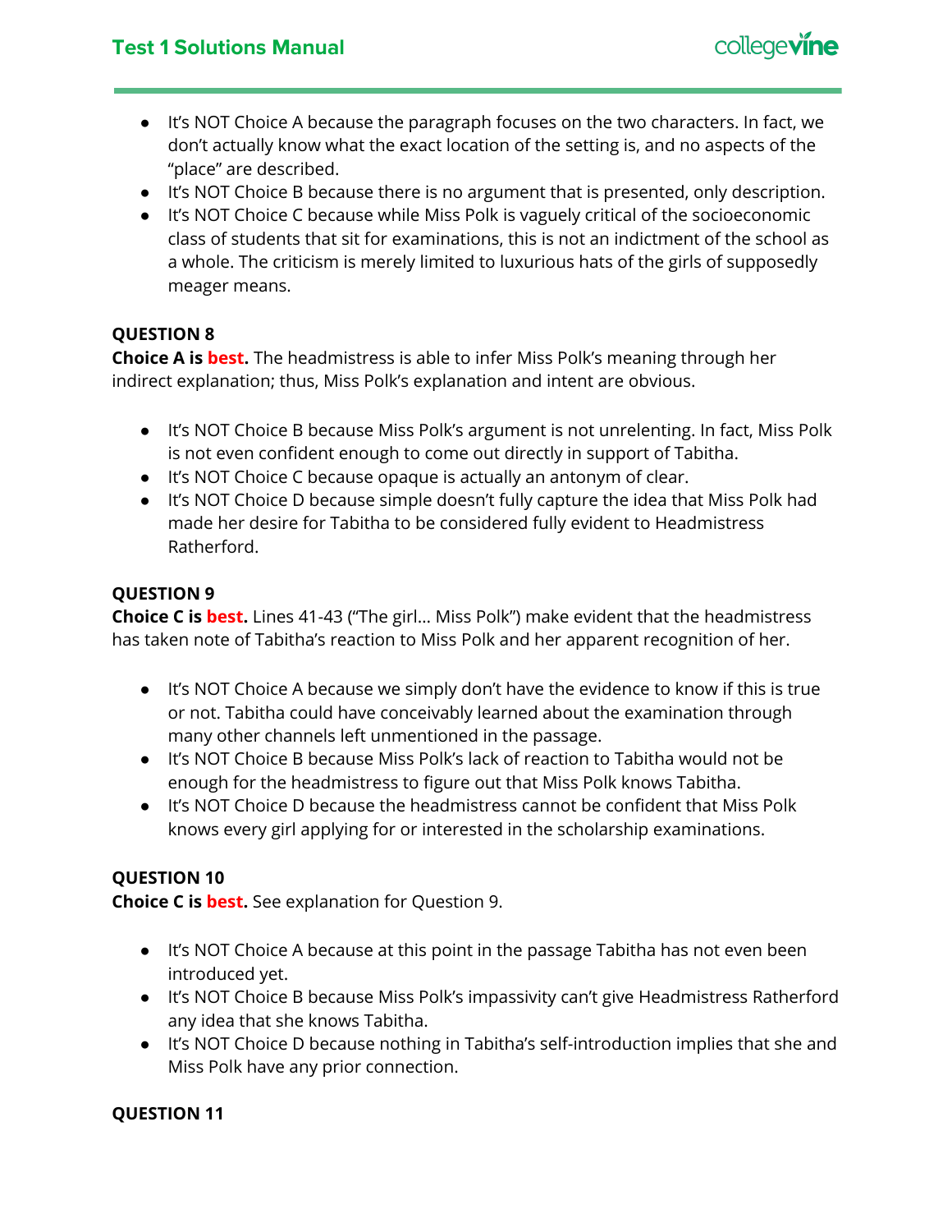- It's NOT Choice A because the paragraph focuses on the two characters. In fact, we don't actually know what the exact location of the setting is, and no aspects of the "place" are described.
- It's NOT Choice B because there is no argument that is presented, only description.
- It's NOT Choice C because while Miss Polk is vaguely critical of the socioeconomic class of students that sit for examinations, this is not an indictment of the school as a whole. The criticism is merely limited to luxurious hats of the girls of supposedly meager means.

**QUESTION 8**

**Choice A is best.** The headmistress is able to infer Miss Polk's meaning through her indirect explanation; thus, Miss Polk's explanation and intent are obvious.

- It's NOT Choice B because Miss Polk's argument is not unrelenting. In fact, Miss Polk is not even confident enough to come out directly in support of Tabitha.
- It's NOT Choice C because opaque is actually an antonym of clear.
- It's NOT Choice D because simple doesn't fully capture the idea that Miss Polk had made her desire for Tabitha to be considered fully evident to Headmistress Ratherford.

**QUESTION 9**

**Choice C is best.** Lines 41-43 ("The girl… Miss Polk") make evident that the headmistress has taken note of Tabitha's reaction to Miss Polk and her apparent recognition of her.

- It's NOT Choice A because we simply don't have the evidence to know if this is true or not. Tabitha could have conceivably learned about the examination through many other channels left unmentioned in the passage.
- It's NOT Choice B because Miss Polk's lack of reaction to Tabitha would not be enough for the headmistress to figure out that Miss Polk knows Tabitha.
- It's NOT Choice D because the headmistress cannot be confident that Miss Polk knows every girl applying for or interested in the scholarship examinations.

**QUESTION 10**

**Choice C is best.** See explanation for Question 9.

- It's NOT Choice A because at this point in the passage Tabitha has not even been introduced yet.
- It's NOT Choice B because Miss Polk's impassivity can't give Headmistress Ratherford any idea that she knows Tabitha.
- It's NOT Choice D because nothing in Tabitha's self-introduction implies that she and Miss Polk have any prior connection.

**QUESTION 11**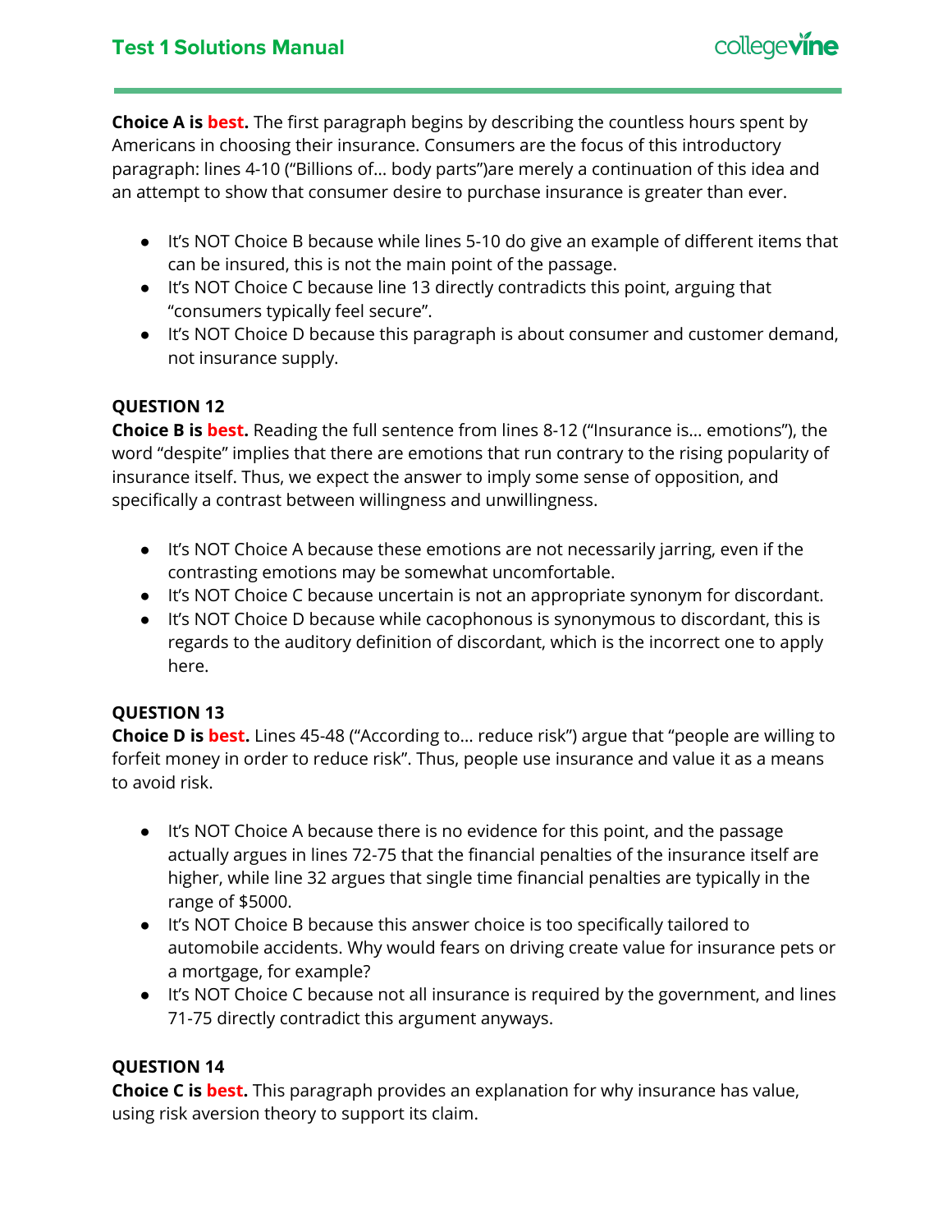**Choice A is best.** The first paragraph begins by describing the countless hours spent by Americans in choosing their insurance. Consumers are the focus of this introductory paragraph: lines 4-10 ("Billions of… body parts")are merely a continuation of this idea and an attempt to show that consumer desire to purchase insurance is greater than ever.

- It's NOT Choice B because while lines 5-10 do give an example of different items that can be insured, this is not the main point of the passage.
- It's NOT Choice C because line 13 directly contradicts this point, arguing that "consumers typically feel secure".
- It's NOT Choice D because this paragraph is about consumer and customer demand, not insurance supply.

**QUESTION 12**

**Choice B is best.** Reading the full sentence from lines 8-12 ("Insurance is… emotions"), the word "despite" implies that there are emotions that run contrary to the rising popularity of insurance itself. Thus, we expect the answer to imply some sense of opposition, and specifically a contrast between willingness and unwillingness.

- It's NOT Choice A because these emotions are not necessarily jarring, even if the contrasting emotions may be somewhat uncomfortable.
- It's NOT Choice C because uncertain is not an appropriate synonym for discordant.
- It's NOT Choice D because while cacophonous is synonymous to discordant, this is regards to the auditory definition of discordant, which is the incorrect one to apply here.

**QUESTION 13**

**Choice D is best.** Lines 45-48 ("According to… reduce risk") argue that "people are willing to forfeit money in order to reduce risk". Thus, people use insurance and value it as a means to avoid risk.

- It's NOT Choice A because there is no evidence for this point, and the passage actually argues in lines 72-75 that the financial penalties of the insurance itself are higher, while line 32 argues that single time financial penalties are typically in the range of $5000.
- It's NOT Choice B because this answer choice is too specifically tailored to automobile accidents. Why would fears on driving create value for insurance pets or a mortgage, for example?
- It's NOT Choice C because not all insurance is required by the government, and lines 71-75 directly contradict this argument anyways.

**QUESTION 14**

**Choice C is best.** This paragraph provides an explanation for why insurance has value, using risk aversion theory to support its claim.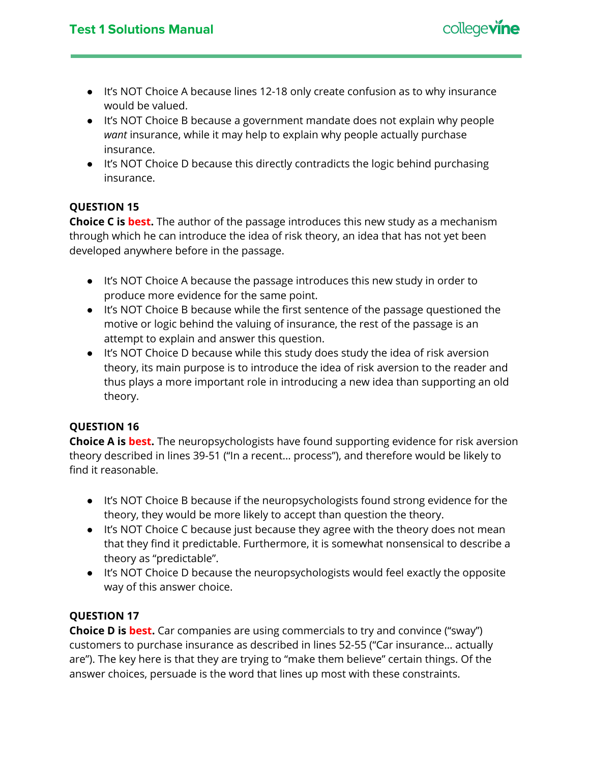- It's NOT Choice A because lines 12-18 only create confusion as to why insurance would be valued.
- It's NOT Choice B because a government mandate does not explain why people *want* insurance, while it may help to explain why people actually purchase insurance.
- It's NOT Choice D because this directly contradicts the logic behind purchasing insurance.

**QUESTION 15**

**Choice C is best.** The author of the passage introduces this new study as a mechanism through which he can introduce the idea of risk theory, an idea that has not yet been developed anywhere before in the passage.

- It's NOT Choice A because the passage introduces this new study in order to produce more evidence for the same point.
- It's NOT Choice B because while the first sentence of the passage questioned the motive or logic behind the valuing of insurance, the rest of the passage is an attempt to explain and answer this question.
- It's NOT Choice D because while this study does study the idea of risk aversion theory, its main purpose is to introduce the idea of risk aversion to the reader and thus plays a more important role in introducing a new idea than supporting an old theory.

**QUESTION 16**

**Choice A is best.** The neuropsychologists have found supporting evidence for risk aversion theory described in lines 39-51 ("In a recent... process"), and therefore would be likely to find it reasonable.

- It's NOT Choice B because if the neuropsychologists found strong evidence for the theory, they would be more likely to accept than question the theory.
- It's NOT Choice C because just because they agree with the theory does not mean that they find it predictable. Furthermore, it is somewhat nonsensical to describe a theory as "predictable".
- It's NOT Choice D because the neuropsychologists would feel exactly the opposite way of this answer choice.

**QUESTION 17**

**Choice D is best.** Car companies are using commercials to try and convince ("sway") customers to purchase insurance as described in lines 52-55 ("Car insurance... actually are"). The key here is that they are trying to "make them believe" certain things. Of the answer choices, persuade is the word that lines up most with these constraints.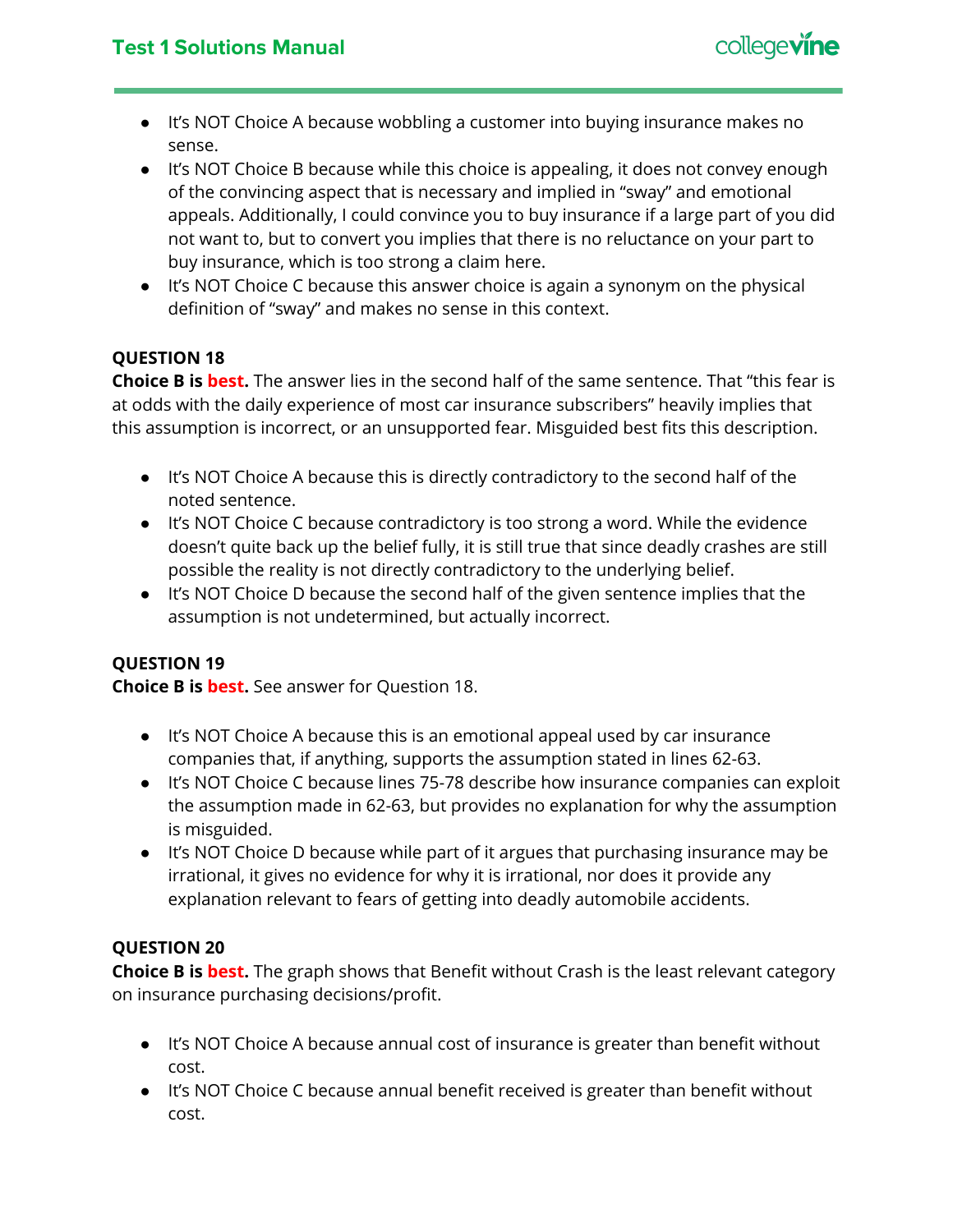- It's NOT Choice A because wobbling a customer into buying insurance makes no sense.
- It's NOT Choice B because while this choice is appealing, it does not convey enough of the convincing aspect that is necessary and implied in "sway" and emotional appeals. Additionally, I could convince you to buy insurance if a large part of you did not want to, but to convert you implies that there is no reluctance on your part to buy insurance, which is too strong a claim here.
- It's NOT Choice C because this answer choice is again a synonym on the physical definition of "sway" and makes no sense in this context.

**QUESTION 18**

**Choice B is best.** The answer lies in the second half of the same sentence. That "this fear is at odds with the daily experience of most car insurance subscribers" heavily implies that this assumption is incorrect, or an unsupported fear. Misguided best fits this description.

- It's NOT Choice A because this is directly contradictory to the second half of the noted sentence.
- It's NOT Choice C because contradictory is too strong a word. While the evidence doesn't quite back up the belief fully, it is still true that since deadly crashes are still possible the reality is not directly contradictory to the underlying belief.
- It's NOT Choice D because the second half of the given sentence implies that the assumption is not undetermined, but actually incorrect.

**QUESTION 19**

**Choice B is best.** See answer for Question 18.

- It's NOT Choice A because this is an emotional appeal used by car insurance companies that, if anything, supports the assumption stated in lines 62-63.
- It's NOT Choice C because lines 75-78 describe how insurance companies can exploit the assumption made in 62-63, but provides no explanation for why the assumption is misguided.
- It's NOT Choice D because while part of it argues that purchasing insurance may be irrational, it gives no evidence for why it is irrational, nor does it provide any explanation relevant to fears of getting into deadly automobile accidents.

**QUESTION 20**

**Choice B is best.** The graph shows that Benefit without Crash is the least relevant category on insurance purchasing decisions/profit.

- It's NOT Choice A because annual cost of insurance is greater than benefit without cost.
- It's NOT Choice C because annual benefit received is greater than benefit without cost.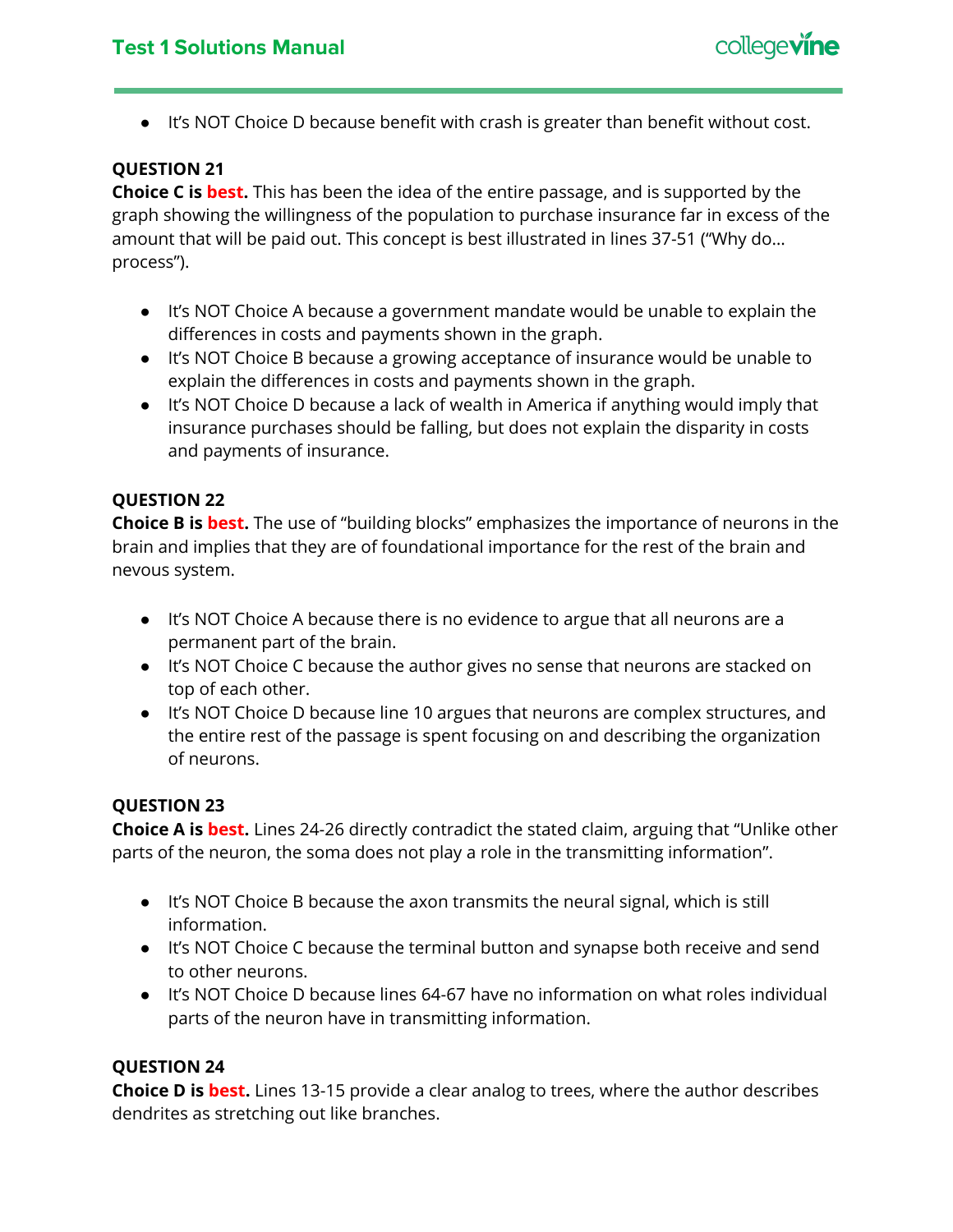- It's NOT Choice D because benefit with crash is greater than benefit without cost.

**QUESTION 21**

**Choice C is best.** This has been the idea of the entire passage, and is supported by the graph showing the willingness of the population to purchase insurance far in excess of the amount that will be paid out. This concept is best illustrated in lines 37-51 ("Why do... process").

- It's NOT Choice A because a government mandate would be unable to explain the differences in costs and payments shown in the graph.
- It's NOT Choice B because a growing acceptance of insurance would be unable to explain the differences in costs and payments shown in the graph.
- It's NOT Choice D because a lack of wealth in America if anything would imply that insurance purchases should be falling, but does not explain the disparity in costs and payments of insurance.

**QUESTION 22**

**Choice B is best.** The use of "building blocks" emphasizes the importance of neurons in the brain and implies that they are of foundational importance for the rest of the brain and nevous system.

- It's NOT Choice A because there is no evidence to argue that all neurons are a permanent part of the brain.
- It's NOT Choice C because the author gives no sense that neurons are stacked on top of each other.
- It's NOT Choice D because line 10 argues that neurons are complex structures, and the entire rest of the passage is spent focusing on and describing the organization of neurons.

**QUESTION 23**

**Choice A is best.** Lines 24-26 directly contradict the stated claim, arguing that "Unlike other parts of the neuron, the soma does not play a role in the transmitting information".

- It's NOT Choice B because the axon transmits the neural signal, which is still information.
- It's NOT Choice C because the terminal button and synapse both receive and send to other neurons.
- It's NOT Choice D because lines 64-67 have no information on what roles individual parts of the neuron have in transmitting information.

**QUESTION 24**

**Choice D is best.** Lines 13-15 provide a clear analog to trees, where the author describes dendrites as stretching out like branches.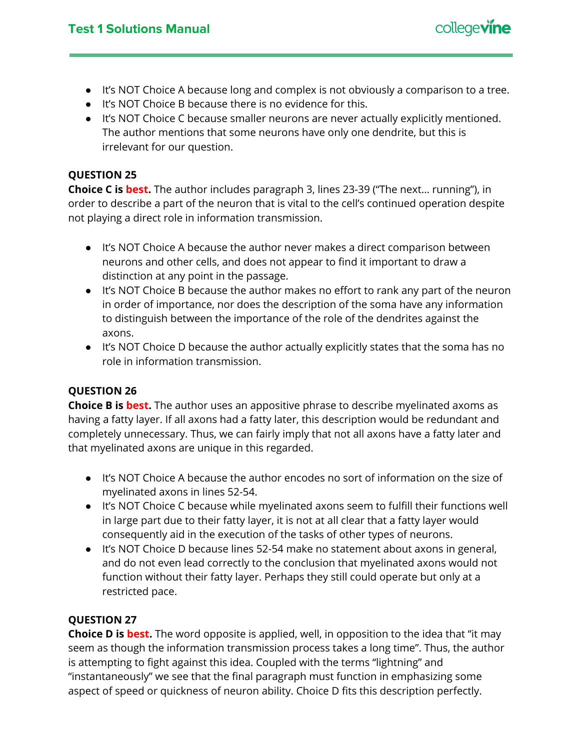- It's NOT Choice A because long and complex is not obviously a comparison to a tree.
- It's NOT Choice B because there is no evidence for this.
- It's NOT Choice C because smaller neurons are never actually explicitly mentioned. The author mentions that some neurons have only one dendrite, but this is irrelevant for our question.

**QUESTION 25**

**Choice C is best.** The author includes paragraph 3, lines 23-39 ("The next... running"), in order to describe a part of the neuron that is vital to the cell's continued operation despite not playing a direct role in information transmission.

- It's NOT Choice A because the author never makes a direct comparison between neurons and other cells, and does not appear to find it important to draw a distinction at any point in the passage.
- It's NOT Choice B because the author makes no effort to rank any part of the neuron in order of importance, nor does the description of the soma have any information to distinguish between the importance of the role of the dendrites against the axons.
- It's NOT Choice D because the author actually explicitly states that the soma has no role in information transmission.

**QUESTION 26**

**Choice B is best.** The author uses an appositive phrase to describe myelinated axoms as having a fatty layer. If all axons had a fatty later, this description would be redundant and completely unnecessary. Thus, we can fairly imply that not all axons have a fatty later and that myelinated axons are unique in this regarded.

- It's NOT Choice A because the author encodes no sort of information on the size of myelinated axons in lines 52-54.
- It's NOT Choice C because while myelinated axons seem to fulfill their functions well in large part due to their fatty layer, it is not at all clear that a fatty layer would consequently aid in the execution of the tasks of other types of neurons.
- It's NOT Choice D because lines 52-54 make no statement about axons in general, and do not even lead correctly to the conclusion that myelinated axons would not function without their fatty layer. Perhaps they still could operate but only at a restricted pace.

**QUESTION 27**

**Choice D is best.** The word opposite is applied, well, in opposition to the idea that "it may seem as though the information transmission process takes a long time". Thus, the author is attempting to fight against this idea. Coupled with the terms "lightning" and "instantaneously" we see that the final paragraph must function in emphasizing some aspect of speed or quickness of neuron ability. Choice D fits this description perfectly.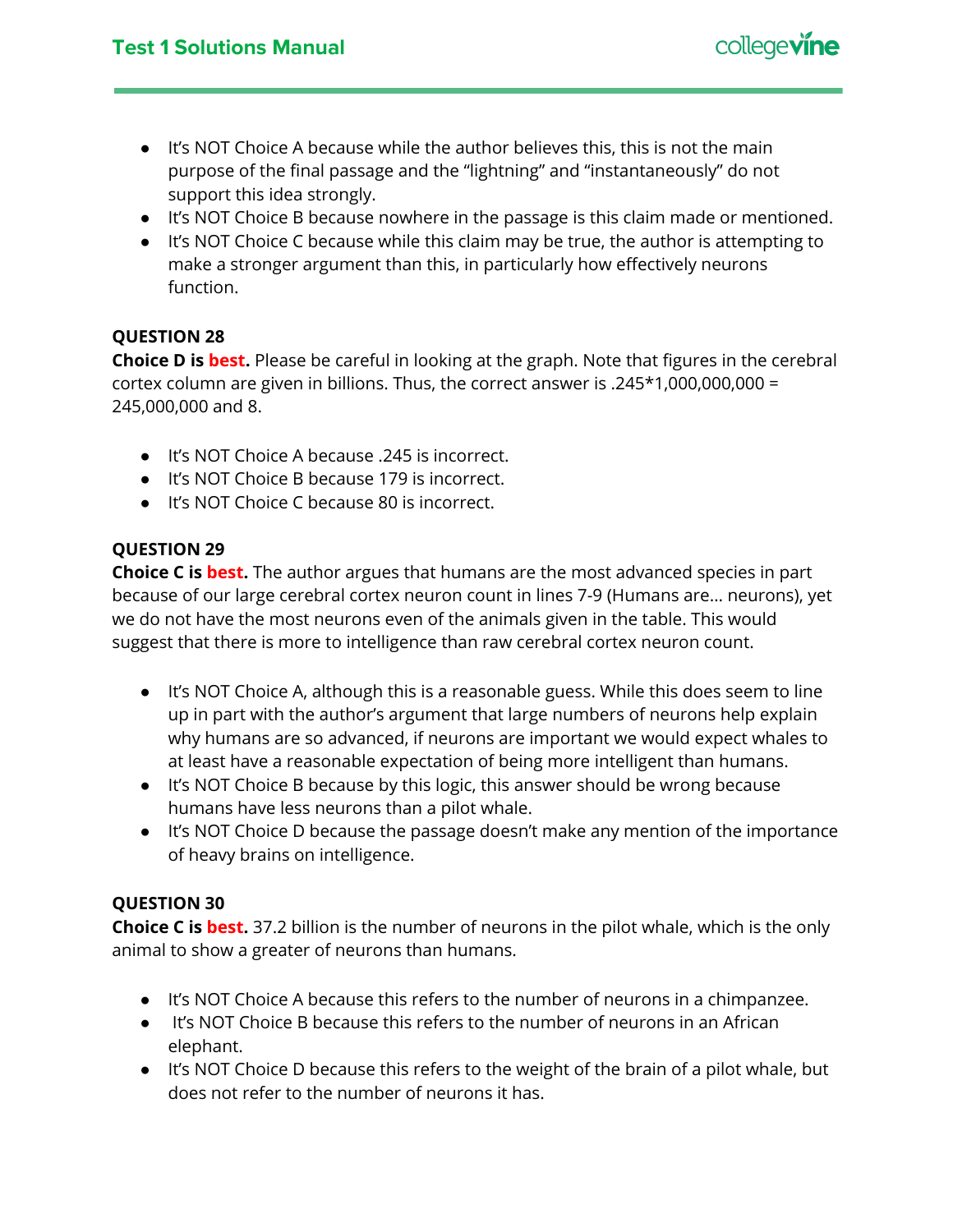- It's NOT Choice A because while the author believes this, this is not the main purpose of the final passage and the "lightning" and "instantaneously" do not support this idea strongly.
- It's NOT Choice B because nowhere in the passage is this claim made or mentioned.
- It's NOT Choice C because while this claim may be true, the author is attempting to make a stronger argument than this, in particularly how effectively neurons function.

**QUESTION 28**

**Choice D is best.** Please be careful in looking at the graph. Note that figures in the cerebral cortex column are given in billions. Thus, the correct answer is .245*1,000,000,000 = 245,000,000 and 8.

- It's NOT Choice A because .245 is incorrect.
- It's NOT Choice B because 179 is incorrect.
- It's NOT Choice C because 80 is incorrect.

**QUESTION 29**

**Choice C is best.** The author argues that humans are the most advanced species in part because of our large cerebral cortex neuron count in lines 7-9 (Humans are… neurons), yet we do not have the most neurons even of the animals given in the table. This would suggest that there is more to intelligence than raw cerebral cortex neuron count.

- It's NOT Choice A, although this is a reasonable guess. While this does seem to line up in part with the author's argument that large numbers of neurons help explain why humans are so advanced, if neurons are important we would expect whales to at least have a reasonable expectation of being more intelligent than humans.
- It's NOT Choice B because by this logic, this answer should be wrong because humans have less neurons than a pilot whale.
- It's NOT Choice D because the passage doesn't make any mention of the importance of heavy brains on intelligence.

**QUESTION 30**

**Choice C is best.** 37.2 billion is the number of neurons in the pilot whale, which is the only animal to show a greater of neurons than humans.

- It's NOT Choice A because this refers to the number of neurons in a chimpanzee.
- It's NOT Choice B because this refers to the number of neurons in an African elephant.
- It's NOT Choice D because this refers to the weight of the brain of a pilot whale, but does not refer to the number of neurons it has.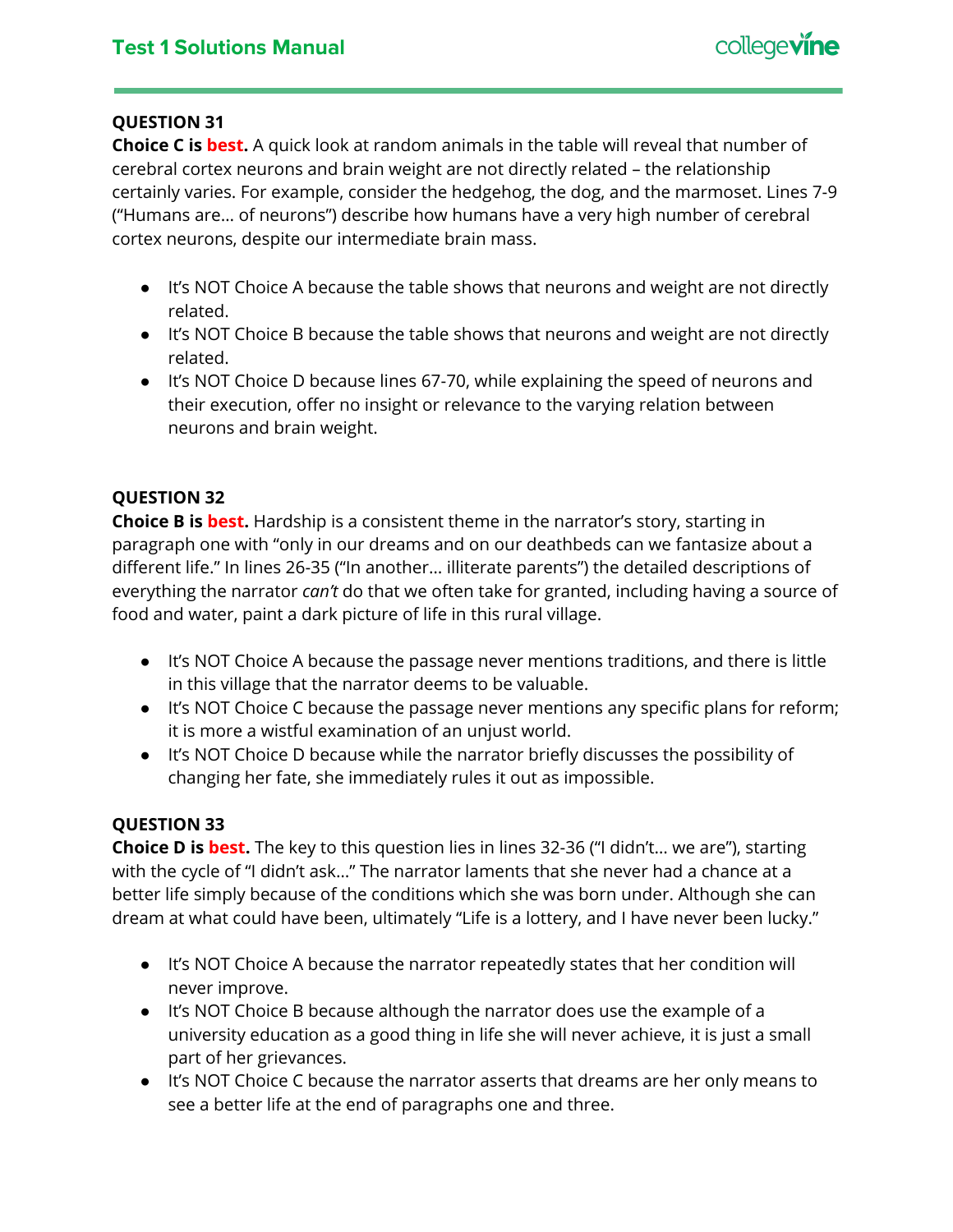### QUESTION 31

**Choice C is best.** A quick look at random animals in the table will reveal that number of cerebral cortex neurons and brain weight are not directly related – the relationship certainly varies. For example, consider the hedgehog, the dog, and the marmoset. Lines 7-9 ("Humans are… of neurons") describe how humans have a very high number of cerebral cortex neurons, despite our intermediate brain mass.

- It's NOT Choice A because the table shows that neurons and weight are not directly related.
- It's NOT Choice B because the table shows that neurons and weight are not directly related.
- It's NOT Choice D because lines 67-70, while explaining the speed of neurons and their execution, offer no insight or relevance to the varying relation between neurons and brain weight.

### QUESTION 32

**Choice B is best.** Hardship is a consistent theme in the narrator's story, starting in paragraph one with "only in our dreams and on our deathbeds can we fantasize about a different life." In lines 26-35 ("In another… illiterate parents") the detailed descriptions of everything the narrator *can't* do that we often take for granted, including having a source of food and water, paint a dark picture of life in this rural village.

- It's NOT Choice A because the passage never mentions traditions, and there is little in this village that the narrator deems to be valuable.
- It's NOT Choice C because the passage never mentions any specific plans for reform; it is more a wistful examination of an unjust world.
- It's NOT Choice D because while the narrator briefly discusses the possibility of changing her fate, she immediately rules it out as impossible.

### QUESTION 33

**Choice D is best.** The key to this question lies in lines 32-36 ("I didn't… we are"), starting with the cycle of "I didn't ask…" The narrator laments that she never had a chance at a better life simply because of the conditions which she was born under. Although she can dream at what could have been, ultimately "Life is a lottery, and I have never been lucky."

- It's NOT Choice A because the narrator repeatedly states that her condition will never improve.
- It's NOT Choice B because although the narrator does use the example of a university education as a good thing in life she will never achieve, it is just a small part of her grievances.
- It's NOT Choice C because the narrator asserts that dreams are her only means to see a better life at the end of paragraphs one and three.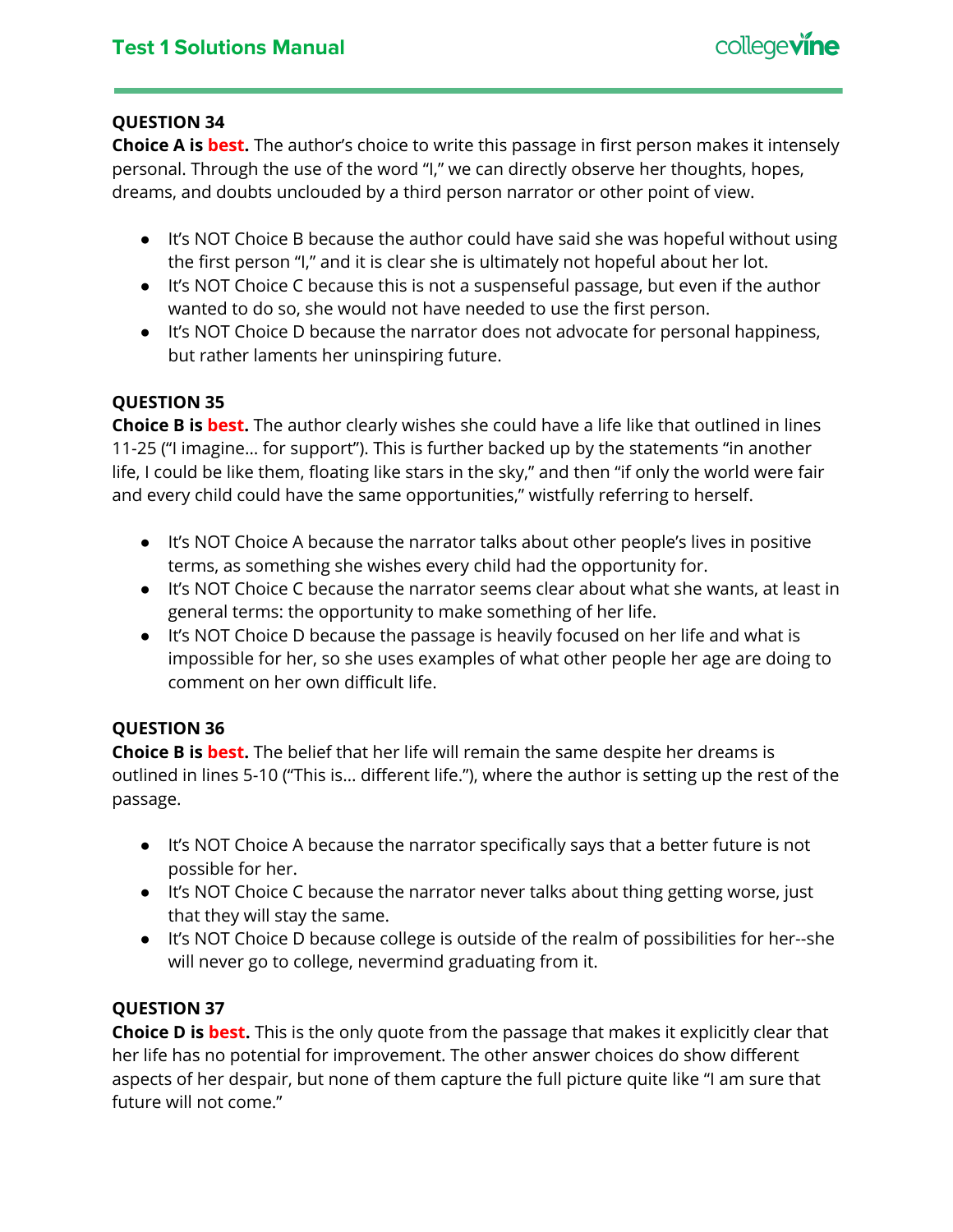### QUESTION 34

**Choice A is best.** The author's choice to write this passage in first person makes it intensely personal. Through the use of the word "I," we can directly observe her thoughts, hopes, dreams, and doubts unclouded by a third person narrator or other point of view.

- It's NOT Choice B because the author could have said she was hopeful without using the first person "I," and it is clear she is ultimately not hopeful about her lot.
- It's NOT Choice C because this is not a suspenseful passage, but even if the author wanted to do so, she would not have needed to use the first person.
- It's NOT Choice D because the narrator does not advocate for personal happiness, but rather laments her uninspiring future.

### QUESTION 35

**Choice B is best.** The author clearly wishes she could have a life like that outlined in lines 11-25 ("I imagine… for support"). This is further backed up by the statements "in another life, I could be like them, floating like stars in the sky," and then "if only the world were fair and every child could have the same opportunities," wistfully referring to herself.

- It's NOT Choice A because the narrator talks about other people's lives in positive terms, as something she wishes every child had the opportunity for.
- It's NOT Choice C because the narrator seems clear about what she wants, at least in general terms: the opportunity to make something of her life.
- It's NOT Choice D because the passage is heavily focused on her life and what is impossible for her, so she uses examples of what other people her age are doing to comment on her own difficult life.

### QUESTION 36

**Choice B is best.** The belief that her life will remain the same despite her dreams is outlined in lines 5-10 ("This is… different life."), where the author is setting up the rest of the passage.

- It's NOT Choice A because the narrator specifically says that a better future is not possible for her.
- It's NOT Choice C because the narrator never talks about thing getting worse, just that they will stay the same.
- It's NOT Choice D because college is outside of the realm of possibilities for her--she will never go to college, nevermind graduating from it.

### QUESTION 37

**Choice D is best.** This is the only quote from the passage that makes it explicitly clear that her life has no potential for improvement. The other answer choices do show different aspects of her despair, but none of them capture the full picture quite like "I am sure that future will not come."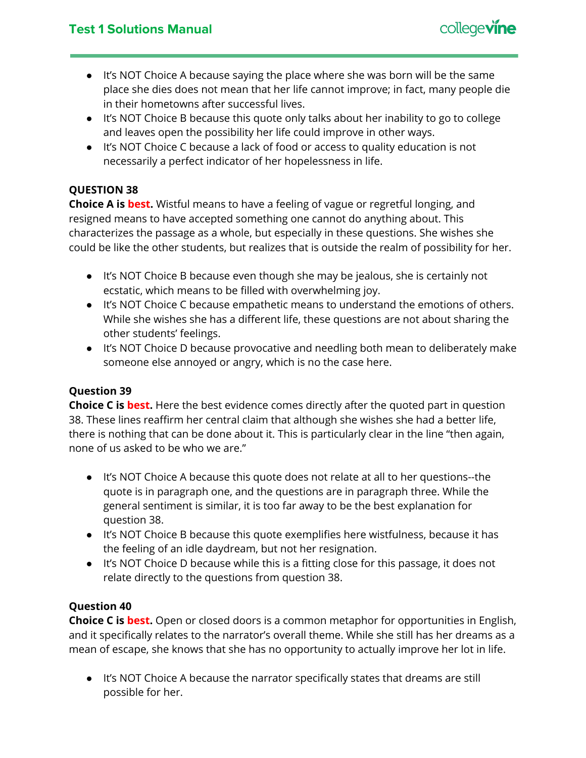- It's NOT Choice A because saying the place where she was born will be the same place she dies does not mean that her life cannot improve; in fact, many people die in their hometowns after successful lives.
- It's NOT Choice B because this quote only talks about her inability to go to college and leaves open the possibility her life could improve in other ways.
- It's NOT Choice C because a lack of food or access to quality education is not necessarily a perfect indicator of her hopelessness in life.

**QUESTION 38**

**Choice A is best.** Wistful means to have a feeling of vague or regretful longing, and resigned means to have accepted something one cannot do anything about. This characterizes the passage as a whole, but especially in these questions. She wishes she could be like the other students, but realizes that is outside the realm of possibility for her.

- It's NOT Choice B because even though she may be jealous, she is certainly not ecstatic, which means to be filled with overwhelming joy.
- It's NOT Choice C because empathetic means to understand the emotions of others. While she wishes she has a different life, these questions are not about sharing the other students' feelings.
- It's NOT Choice D because provocative and needling both mean to deliberately make someone else annoyed or angry, which is no the case here.

**Question 39**

**Choice C is best.** Here the best evidence comes directly after the quoted part in question 38. These lines reaffirm her central claim that although she wishes she had a better life, there is nothing that can be done about it. This is particularly clear in the line "then again, none of us asked to be who we are."

- It's NOT Choice A because this quote does not relate at all to her questions--the quote is in paragraph one, and the questions are in paragraph three. While the general sentiment is similar, it is too far away to be the best explanation for question 38.
- It's NOT Choice B because this quote exemplifies here wistfulness, because it has the feeling of an idle daydream, but not her resignation.
- It's NOT Choice D because while this is a fitting close for this passage, it does not relate directly to the questions from question 38.

**Question 40**

**Choice C is best.** Open or closed doors is a common metaphor for opportunities in English, and it specifically relates to the narrator's overall theme. While she still has her dreams as a mean of escape, she knows that she has no opportunity to actually improve her lot in life.

- It's NOT Choice A because the narrator specifically states that dreams are still possible for her.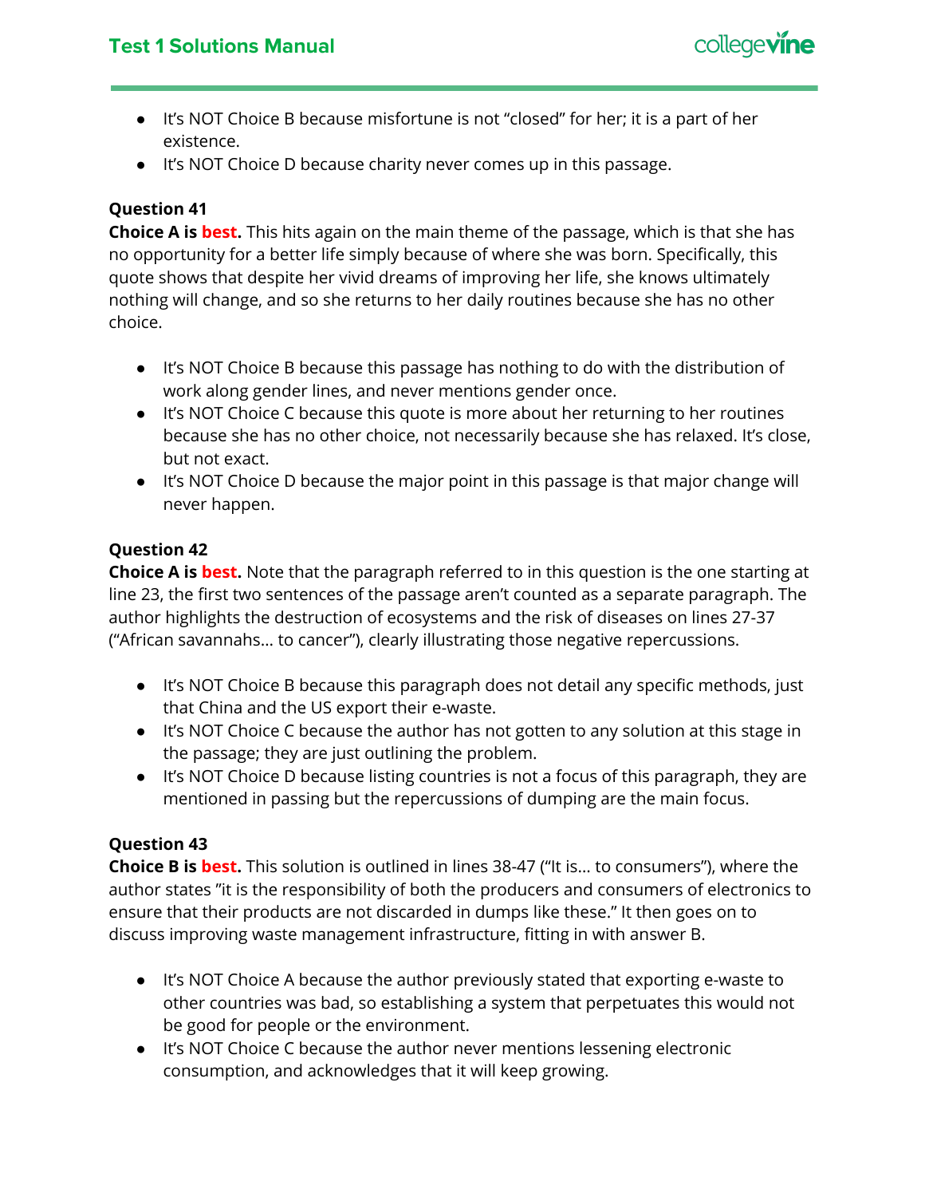- It's NOT Choice B because misfortune is not "closed" for her; it is a part of her existence.
- It's NOT Choice D because charity never comes up in this passage.

**Question 41**

**Choice A is best.** This hits again on the main theme of the passage, which is that she has no opportunity for a better life simply because of where she was born. Specifically, this quote shows that despite her vivid dreams of improving her life, she knows ultimately nothing will change, and so she returns to her daily routines because she has no other choice.

- It's NOT Choice B because this passage has nothing to do with the distribution of work along gender lines, and never mentions gender once.
- It's NOT Choice C because this quote is more about her returning to her routines because she has no other choice, not necessarily because she has relaxed. It's close, but not exact.
- It's NOT Choice D because the major point in this passage is that major change will never happen.

**Question 42**

**Choice A is best.** Note that the paragraph referred to in this question is the one starting at line 23, the first two sentences of the passage aren't counted as a separate paragraph. The author highlights the destruction of ecosystems and the risk of diseases on lines 27-37 ("African savannahs… to cancer"), clearly illustrating those negative repercussions.

- It's NOT Choice B because this paragraph does not detail any specific methods, just that China and the US export their e-waste.
- It's NOT Choice C because the author has not gotten to any solution at this stage in the passage; they are just outlining the problem.
- It's NOT Choice D because listing countries is not a focus of this paragraph, they are mentioned in passing but the repercussions of dumping are the main focus.

**Question 43**

**Choice B is best.** This solution is outlined in lines 38-47 ("It is… to consumers"), where the author states "it is the responsibility of both the producers and consumers of electronics to ensure that their products are not discarded in dumps like these." It then goes on to discuss improving waste management infrastructure, fitting in with answer B.

- It's NOT Choice A because the author previously stated that exporting e-waste to other countries was bad, so establishing a system that perpetuates this would not be good for people or the environment.
- It's NOT Choice C because the author never mentions lessening electronic consumption, and acknowledges that it will keep growing.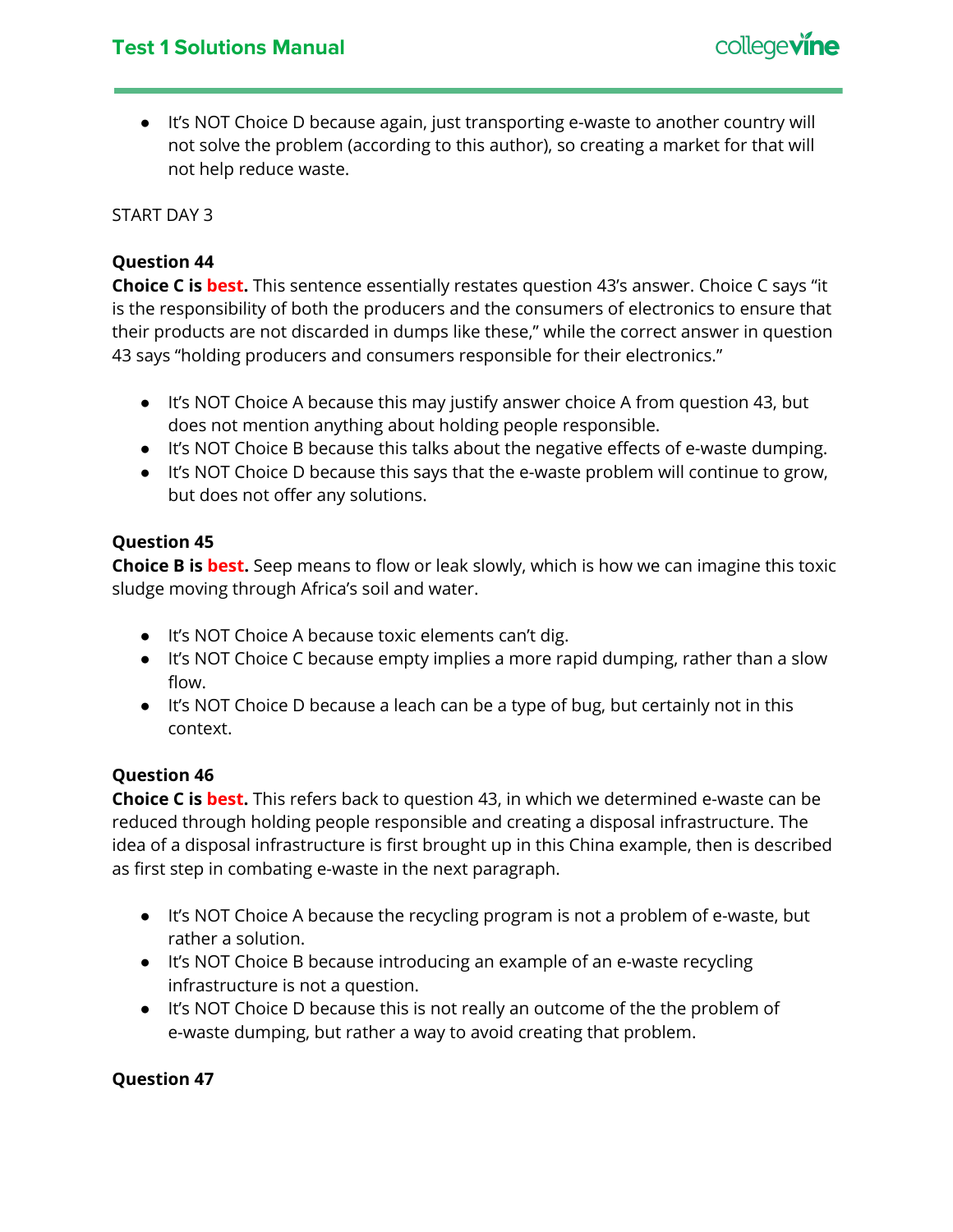- It's NOT Choice D because again, just transporting e-waste to another country will not solve the problem (according to this author), so creating a market for that will not help reduce waste.

START DAY 3

**Question 44**

**Choice C is best.** This sentence essentially restates question 43's answer. Choice C says "it is the responsibility of both the producers and the consumers of electronics to ensure that their products are not discarded in dumps like these," while the correct answer in question 43 says "holding producers and consumers responsible for their electronics."

- It's NOT Choice A because this may justify answer choice A from question 43, but does not mention anything about holding people responsible.
- It's NOT Choice B because this talks about the negative effects of e-waste dumping.
- It's NOT Choice D because this says that the e-waste problem will continue to grow, but does not offer any solutions.

**Question 45**

**Choice B is best.** Seep means to flow or leak slowly, which is how we can imagine this toxic sludge moving through Africa's soil and water.

- It's NOT Choice A because toxic elements can't dig.
- It's NOT Choice C because empty implies a more rapid dumping, rather than a slow flow.
- It's NOT Choice D because a leach can be a type of bug, but certainly not in this context.

**Question 46**

**Choice C is best.** This refers back to question 43, in which we determined e-waste can be reduced through holding people responsible and creating a disposal infrastructure. The idea of a disposal infrastructure is first brought up in this China example, then is described as first step in combating e-waste in the next paragraph.

- It's NOT Choice A because the recycling program is not a problem of e-waste, but rather a solution.
- It's NOT Choice B because introducing an example of an e-waste recycling infrastructure is not a question.
- It's NOT Choice D because this is not really an outcome of the the problem of e-waste dumping, but rather a way to avoid creating that problem.

**Question 47**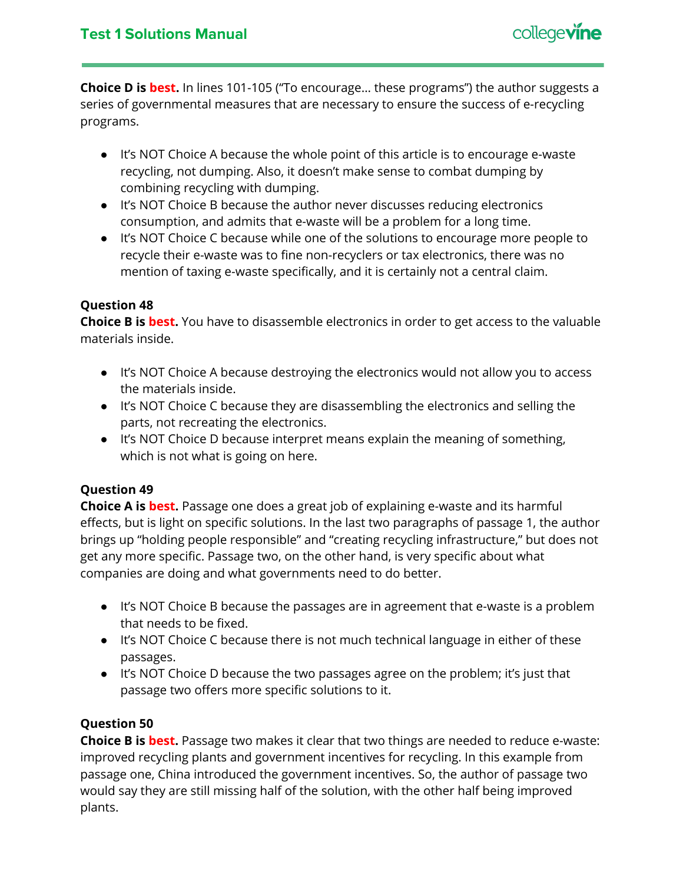**Choice D is best.** In lines 101-105 ("To encourage… these programs") the author suggests a series of governmental measures that are necessary to ensure the success of e-recycling programs.

- It's NOT Choice A because the whole point of this article is to encourage e-waste recycling, not dumping. Also, it doesn't make sense to combat dumping by combining recycling with dumping.
- It's NOT Choice B because the author never discusses reducing electronics consumption, and admits that e-waste will be a problem for a long time.
- It's NOT Choice C because while one of the solutions to encourage more people to recycle their e-waste was to fine non-recyclers or tax electronics, there was no mention of taxing e-waste specifically, and it is certainly not a central claim.

**Question 48**

**Choice B is best.** You have to disassemble electronics in order to get access to the valuable materials inside.

- It's NOT Choice A because destroying the electronics would not allow you to access the materials inside.
- It's NOT Choice C because they are disassembling the electronics and selling the parts, not recreating the electronics.
- It's NOT Choice D because interpret means explain the meaning of something, which is not what is going on here.

**Question 49**

**Choice A is best.** Passage one does a great job of explaining e-waste and its harmful effects, but is light on specific solutions. In the last two paragraphs of passage 1, the author brings up "holding people responsible" and "creating recycling infrastructure," but does not get any more specific. Passage two, on the other hand, is very specific about what companies are doing and what governments need to do better.

- It's NOT Choice B because the passages are in agreement that e-waste is a problem that needs to be fixed.
- It's NOT Choice C because there is not much technical language in either of these passages.
- It's NOT Choice D because the two passages agree on the problem; it's just that passage two offers more specific solutions to it.

**Question 50**

**Choice B is best.** Passage two makes it clear that two things are needed to reduce e-waste: improved recycling plants and government incentives for recycling. In this example from passage one, China introduced the government incentives. So, the author of passage two would say they are still missing half of the solution, with the other half being improved plants.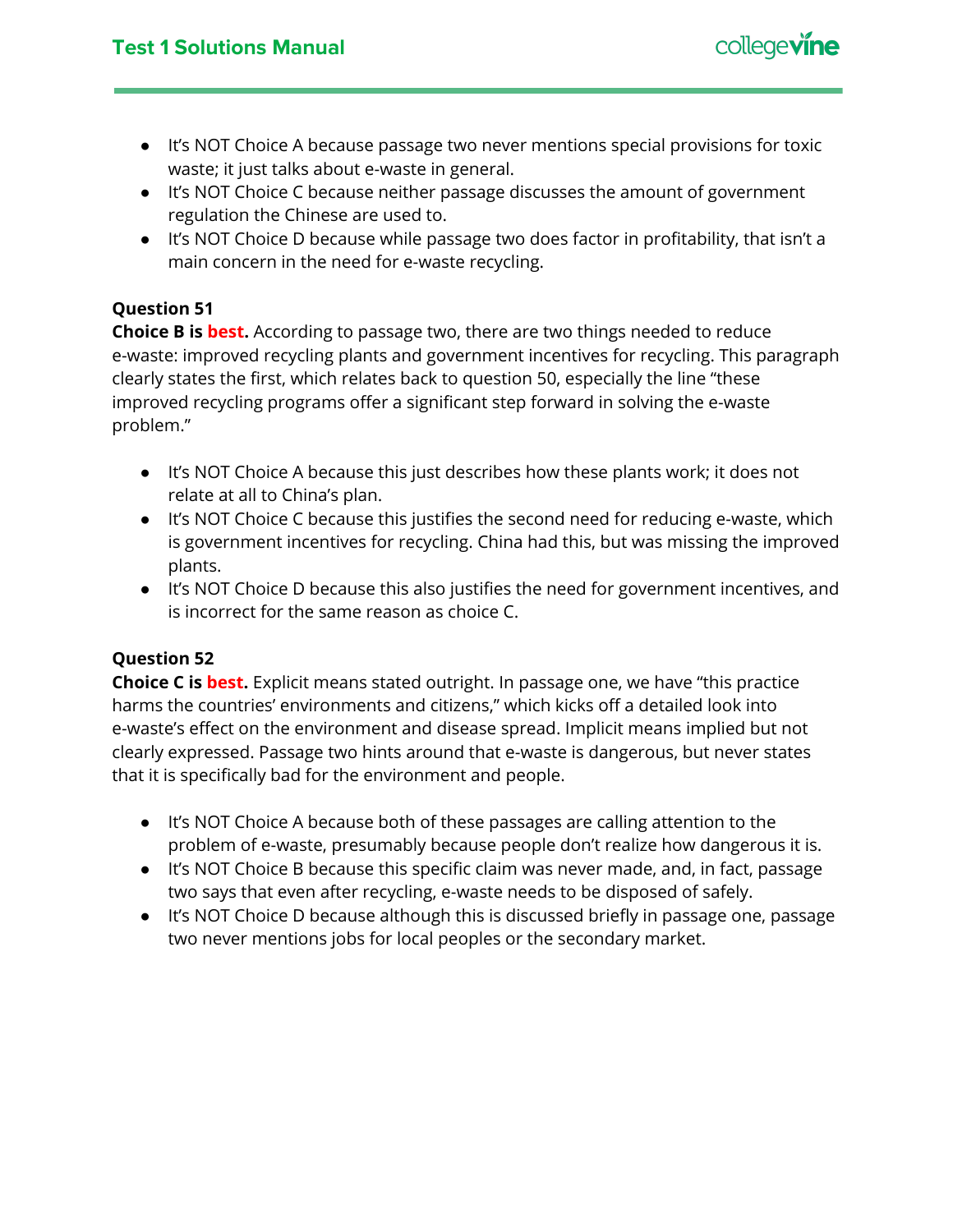- It's NOT Choice A because passage two never mentions special provisions for toxic waste; it just talks about e-waste in general.
- It's NOT Choice C because neither passage discusses the amount of government regulation the Chinese are used to.
- It's NOT Choice D because while passage two does factor in profitability, that isn't a main concern in the need for e-waste recycling.

**Question 51**

**Choice B is best.** According to passage two, there are two things needed to reduce e-waste: improved recycling plants and government incentives for recycling. This paragraph clearly states the first, which relates back to question 50, especially the line "these improved recycling programs offer a significant step forward in solving the e-waste problem."

- It's NOT Choice A because this just describes how these plants work; it does not relate at all to China's plan.
- It's NOT Choice C because this justifies the second need for reducing e-waste, which is government incentives for recycling. China had this, but was missing the improved plants.
- It's NOT Choice D because this also justifies the need for government incentives, and is incorrect for the same reason as choice C.

**Question 52**

**Choice C is best.** Explicit means stated outright. In passage one, we have "this practice harms the countries' environments and citizens," which kicks off a detailed look into e-waste's effect on the environment and disease spread. Implicit means implied but not clearly expressed. Passage two hints around that e-waste is dangerous, but never states that it is specifically bad for the environment and people.

- It's NOT Choice A because both of these passages are calling attention to the problem of e-waste, presumably because people don't realize how dangerous it is.
- It's NOT Choice B because this specific claim was never made, and, in fact, passage two says that even after recycling, e-waste needs to be disposed of safely.
- It's NOT Choice D because although this is discussed briefly in passage one, passage two never mentions jobs for local peoples or the secondary market.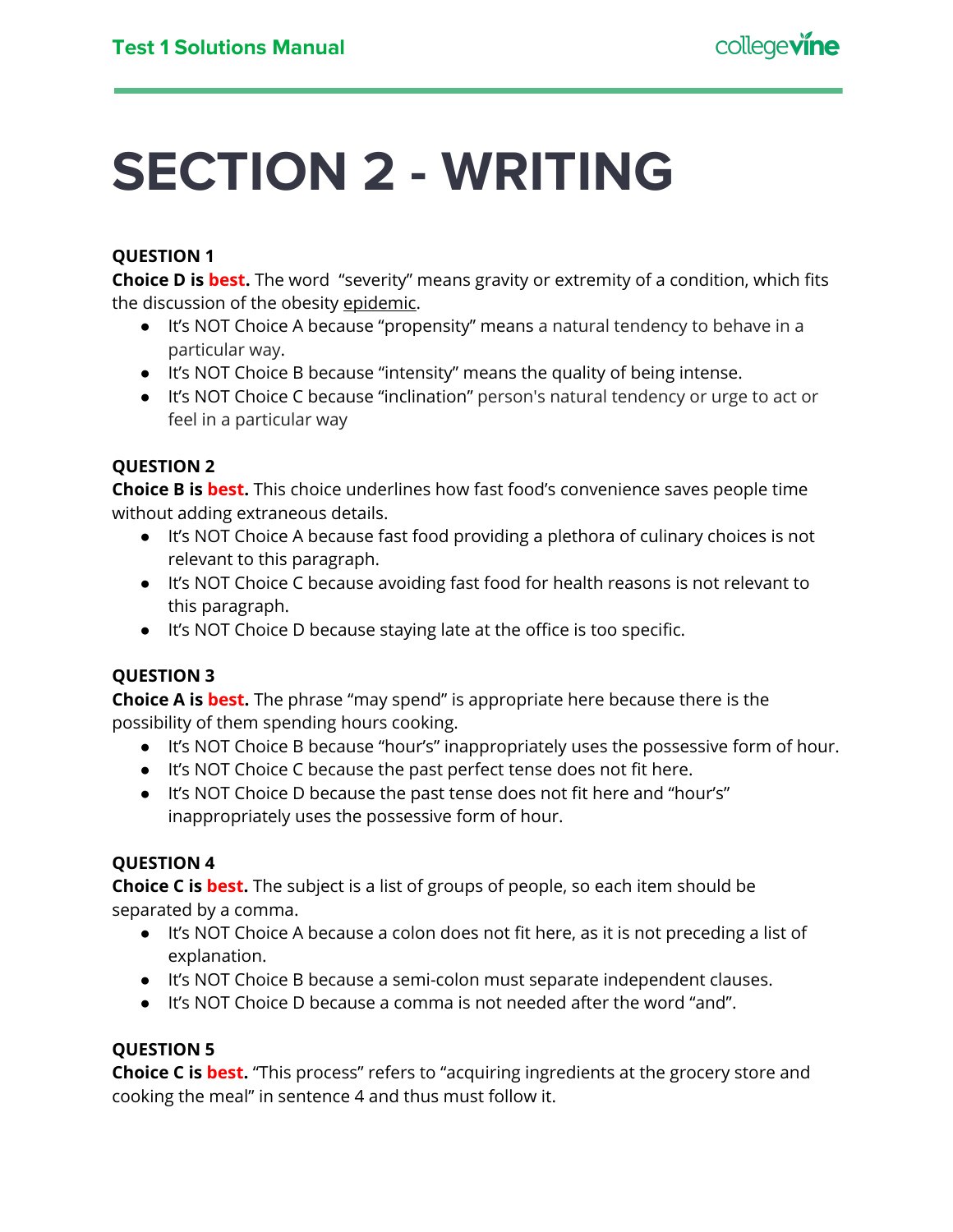# SECTION 2 - WRITING

**QUESTION 1**
**Choice D is best.** The word "severity" means gravity or extremity of a condition, which fits the discussion of the obesity epidemic.

- It's NOT Choice A because "propensity" means a natural tendency to behave in a particular way.
- It's NOT Choice B because "intensity" means the quality of being intense.
- It's NOT Choice C because "inclination" person's natural tendency or urge to act or feel in a particular way

**QUESTION 2**
**Choice B is best.** This choice underlines how fast food's convenience saves people time without adding extraneous details.

- It's NOT Choice A because fast food providing a plethora of culinary choices is not relevant to this paragraph.
- It's NOT Choice C because avoiding fast food for health reasons is not relevant to this paragraph.
- It's NOT Choice D because staying late at the office is too specific.

**QUESTION 3**
**Choice A is best.** The phrase "may spend" is appropriate here because there is the possibility of them spending hours cooking.

- It's NOT Choice B because "hour's" inappropriately uses the possessive form of hour.
- It's NOT Choice C because the past perfect tense does not fit here.
- It's NOT Choice D because the past tense does not fit here and "hour's" inappropriately uses the possessive form of hour.

**QUESTION 4**
**Choice C is best.** The subject is a list of groups of people, so each item should be separated by a comma.

- It's NOT Choice A because a colon does not fit here, as it is not preceding a list of explanation.
- It's NOT Choice B because a semi-colon must separate independent clauses.
- It's NOT Choice D because a comma is not needed after the word "and".

**QUESTION 5**
**Choice C is best.** "This process" refers to "acquiring ingredients at the grocery store and cooking the meal" in sentence 4 and thus must follow it.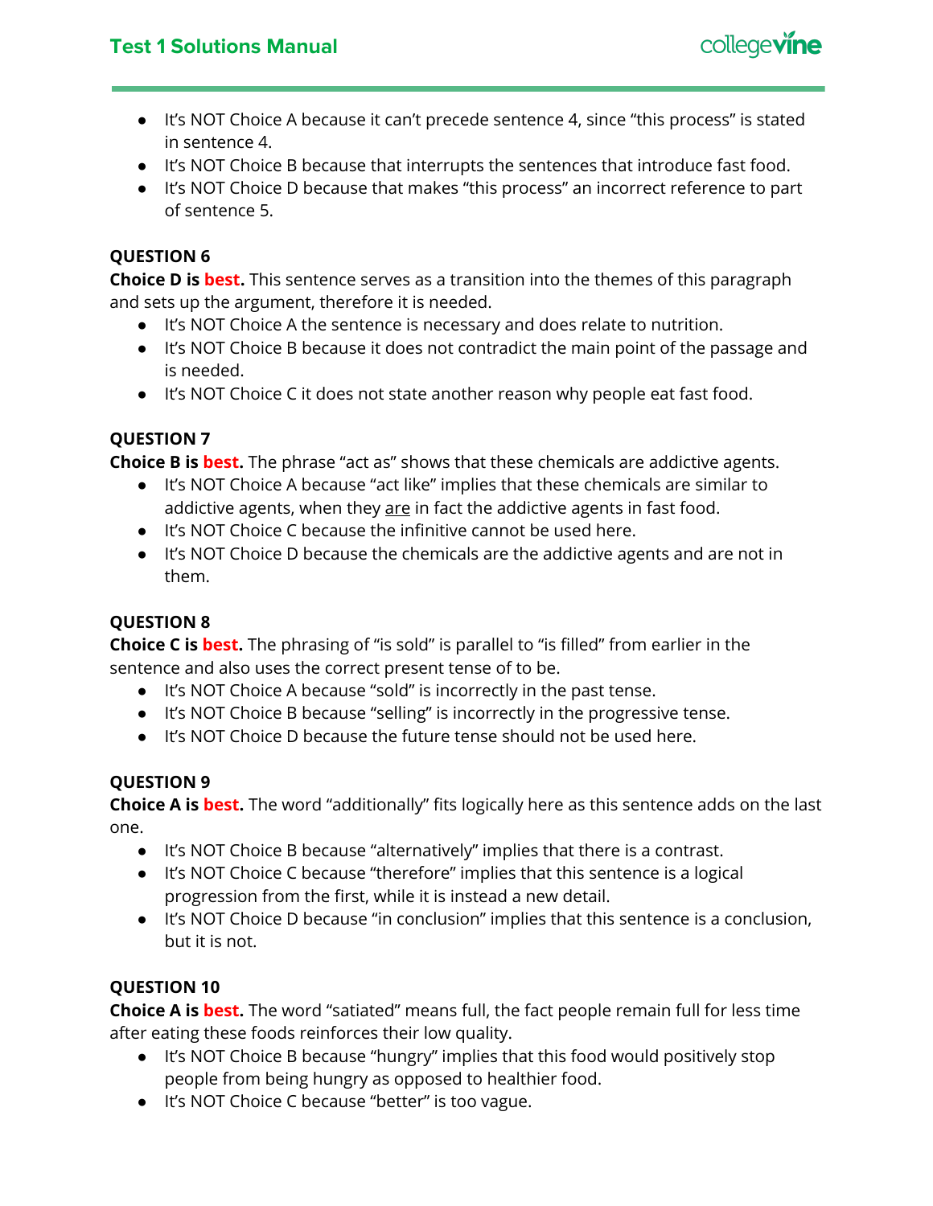- It's NOT Choice A because it can't precede sentence 4, since "this process" is stated in sentence 4.
- It's NOT Choice B because that interrupts the sentences that introduce fast food.
- It's NOT Choice D because that makes "this process" an incorrect reference to part of sentence 5.

**QUESTION 6**

**Choice D is best.** This sentence serves as a transition into the themes of this paragraph and sets up the argument, therefore it is needed.

- It's NOT Choice A the sentence is necessary and does relate to nutrition.
- It's NOT Choice B because it does not contradict the main point of the passage and is needed.
- It's NOT Choice C it does not state another reason why people eat fast food.

**QUESTION 7**

**Choice B is best.** The phrase "act as" shows that these chemicals are addictive agents.

- It's NOT Choice A because "act like" implies that these chemicals are similar to addictive agents, when they are in fact the addictive agents in fast food.
- It's NOT Choice C because the infinitive cannot be used here.
- It's NOT Choice D because the chemicals are the addictive agents and are not in them.

**QUESTION 8**

**Choice C is best.** The phrasing of "is sold" is parallel to "is filled" from earlier in the sentence and also uses the correct present tense of to be.

- It's NOT Choice A because "sold" is incorrectly in the past tense.
- It's NOT Choice B because "selling" is incorrectly in the progressive tense.
- It's NOT Choice D because the future tense should not be used here.

**QUESTION 9**

**Choice A is best.** The word "additionally" fits logically here as this sentence adds on the last one.

- It's NOT Choice B because "alternatively" implies that there is a contrast.
- It's NOT Choice C because "therefore" implies that this sentence is a logical progression from the first, while it is instead a new detail.
- It's NOT Choice D because "in conclusion" implies that this sentence is a conclusion, but it is not.

**QUESTION 10**

**Choice A is best.** The word "satiated" means full, the fact people remain full for less time after eating these foods reinforces their low quality.

- It's NOT Choice B because "hungry" implies that this food would positively stop people from being hungry as opposed to healthier food.
- It's NOT Choice C because "better" is too vague.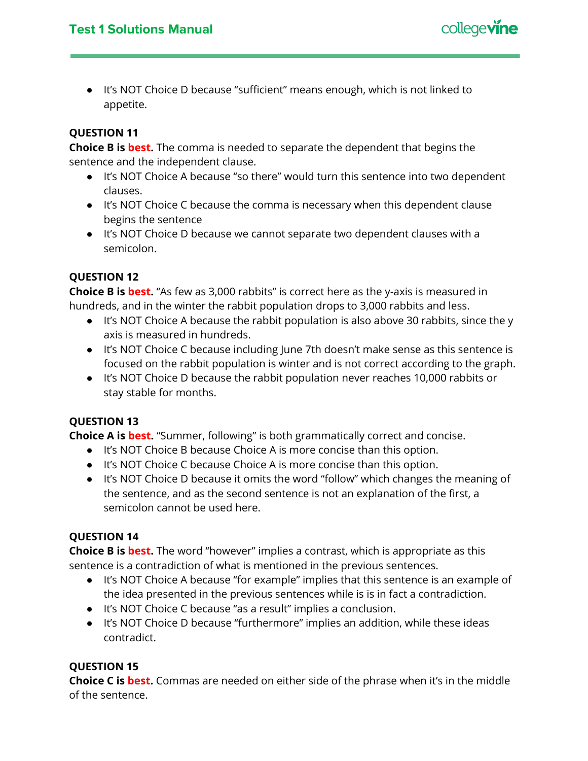- It's NOT Choice D because "sufficient" means enough, which is not linked to appetite.

**QUESTION 11**

**Choice B is best.** The comma is needed to separate the dependent that begins the sentence and the independent clause.

- It's NOT Choice A because "so there" would turn this sentence into two dependent clauses.
- It's NOT Choice C because the comma is necessary when this dependent clause begins the sentence
- It's NOT Choice D because we cannot separate two dependent clauses with a semicolon.

**QUESTION 12**

**Choice B is best.** "As few as 3,000 rabbits" is correct here as the y-axis is measured in hundreds, and in the winter the rabbit population drops to 3,000 rabbits and less.

- It's NOT Choice A because the rabbit population is also above 30 rabbits, since the y axis is measured in hundreds.
- It's NOT Choice C because including June 7th doesn't make sense as this sentence is focused on the rabbit population is winter and is not correct according to the graph.
- It's NOT Choice D because the rabbit population never reaches 10,000 rabbits or stay stable for months.

**QUESTION 13**

**Choice A is best.** "Summer, following" is both grammatically correct and concise.

- It's NOT Choice B because Choice A is more concise than this option.
- It's NOT Choice C because Choice A is more concise than this option.
- It's NOT Choice D because it omits the word "follow" which changes the meaning of the sentence, and as the second sentence is not an explanation of the first, a semicolon cannot be used here.

**QUESTION 14**

**Choice B is best.** The word "however" implies a contrast, which is appropriate as this sentence is a contradiction of what is mentioned in the previous sentences.

- It's NOT Choice A because "for example" implies that this sentence is an example of the idea presented in the previous sentences while is is in fact a contradiction.
- It's NOT Choice C because "as a result" implies a conclusion.
- It's NOT Choice D because "furthermore" implies an addition, while these ideas contradict.

**QUESTION 15**

**Choice C is best.** Commas are needed on either side of the phrase when it's in the middle of the sentence.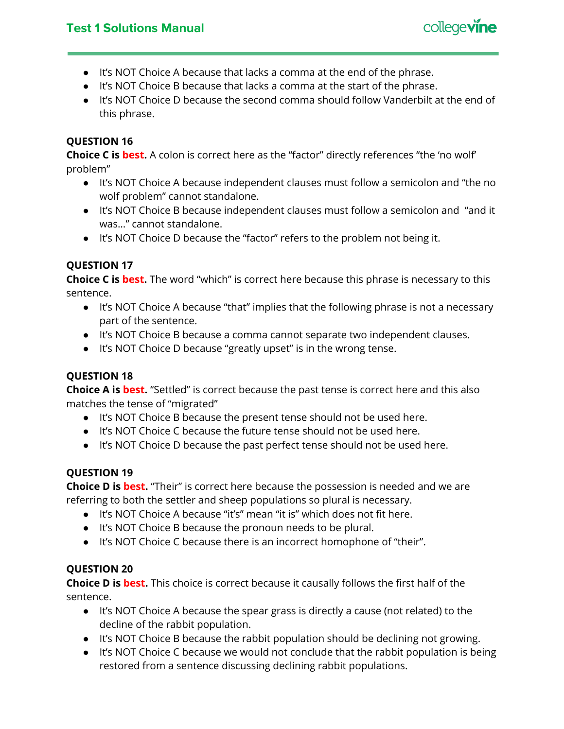- It's NOT Choice A because that lacks a comma at the end of the phrase.
- It's NOT Choice B because that lacks a comma at the start of the phrase.
- It's NOT Choice D because the second comma should follow Vanderbilt at the end of this phrase.

**QUESTION 16**

**Choice C is best.** A colon is correct here as the "factor" directly references "the 'no wolf' problem"

- It's NOT Choice A because independent clauses must follow a semicolon and "the no wolf problem" cannot standalone.
- It's NOT Choice B because independent clauses must follow a semicolon and "and it was…" cannot standalone.
- It's NOT Choice D because the "factor" refers to the problem not being it.

**QUESTION 17**

**Choice C is best.** The word "which" is correct here because this phrase is necessary to this sentence.

- It's NOT Choice A because "that" implies that the following phrase is not a necessary part of the sentence.
- It's NOT Choice B because a comma cannot separate two independent clauses.
- It's NOT Choice D because "greatly upset" is in the wrong tense.

**QUESTION 18**

**Choice A is best.** "Settled" is correct because the past tense is correct here and this also matches the tense of "migrated"

- It's NOT Choice B because the present tense should not be used here.
- It's NOT Choice C because the future tense should not be used here.
- It's NOT Choice D because the past perfect tense should not be used here.

**QUESTION 19**

**Choice D is best.** "Their" is correct here because the possession is needed and we are referring to both the settler and sheep populations so plural is necessary.

- It's NOT Choice A because "it's" mean "it is" which does not fit here.
- It's NOT Choice B because the pronoun needs to be plural.
- It's NOT Choice C because there is an incorrect homophone of "their".

**QUESTION 20**

**Choice D is best.** This choice is correct because it causally follows the first half of the sentence.

- It's NOT Choice A because the spear grass is directly a cause (not related) to the decline of the rabbit population.
- It's NOT Choice B because the rabbit population should be declining not growing.
- It's NOT Choice C because we would not conclude that the rabbit population is being restored from a sentence discussing declining rabbit populations.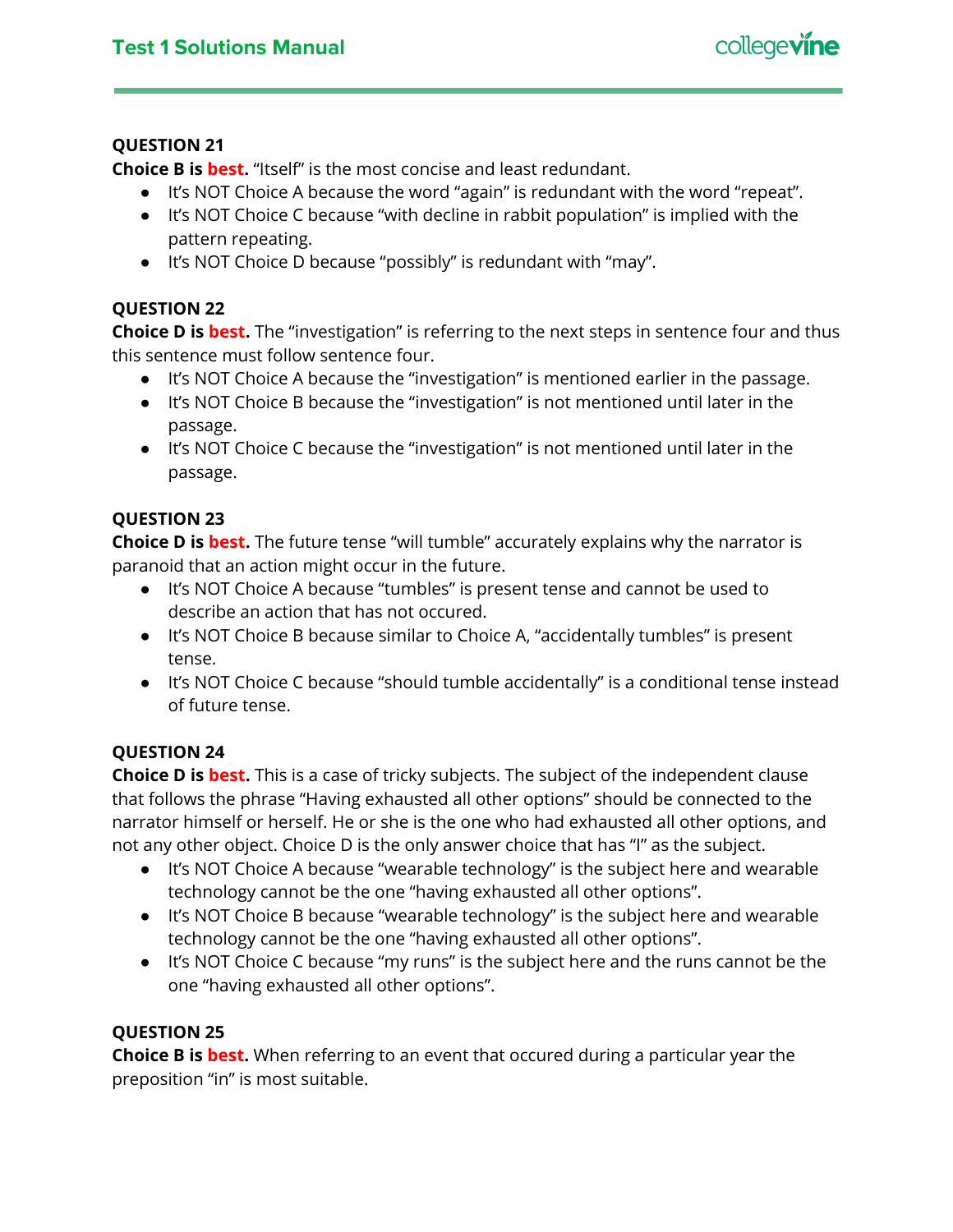**QUESTION 21**

**Choice B is best.** "Itself" is the most concise and least redundant.

- It's NOT Choice A because the word "again" is redundant with the word "repeat".
- It's NOT Choice C because "with decline in rabbit population" is implied with the pattern repeating.
- It's NOT Choice D because "possibly" is redundant with "may".

**QUESTION 22**

**Choice D is best.** The "investigation" is referring to the next steps in sentence four and thus this sentence must follow sentence four.

- It's NOT Choice A because the "investigation" is mentioned earlier in the passage.
- It's NOT Choice B because the "investigation" is not mentioned until later in the passage.
- It's NOT Choice C because the "investigation" is not mentioned until later in the passage.

**QUESTION 23**

**Choice D is best.** The future tense "will tumble" accurately explains why the narrator is paranoid that an action might occur in the future.

- It's NOT Choice A because "tumbles" is present tense and cannot be used to describe an action that has not occured.
- It's NOT Choice B because similar to Choice A, "accidentally tumbles" is present tense.
- It's NOT Choice C because "should tumble accidentally" is a conditional tense instead of future tense.

**QUESTION 24**

**Choice D is best.** This is a case of tricky subjects. The subject of the independent clause that follows the phrase "Having exhausted all other options" should be connected to the narrator himself or herself. He or she is the one who had exhausted all other options, and not any other object. Choice D is the only answer choice that has "I" as the subject.

- It's NOT Choice A because "wearable technology" is the subject here and wearable technology cannot be the one "having exhausted all other options".
- It's NOT Choice B because "wearable technology" is the subject here and wearable technology cannot be the one "having exhausted all other options".
- It's NOT Choice C because "my runs" is the subject here and the runs cannot be the one "having exhausted all other options".

**QUESTION 25**

**Choice B is best.** When referring to an event that occured during a particular year the preposition "in" is most suitable.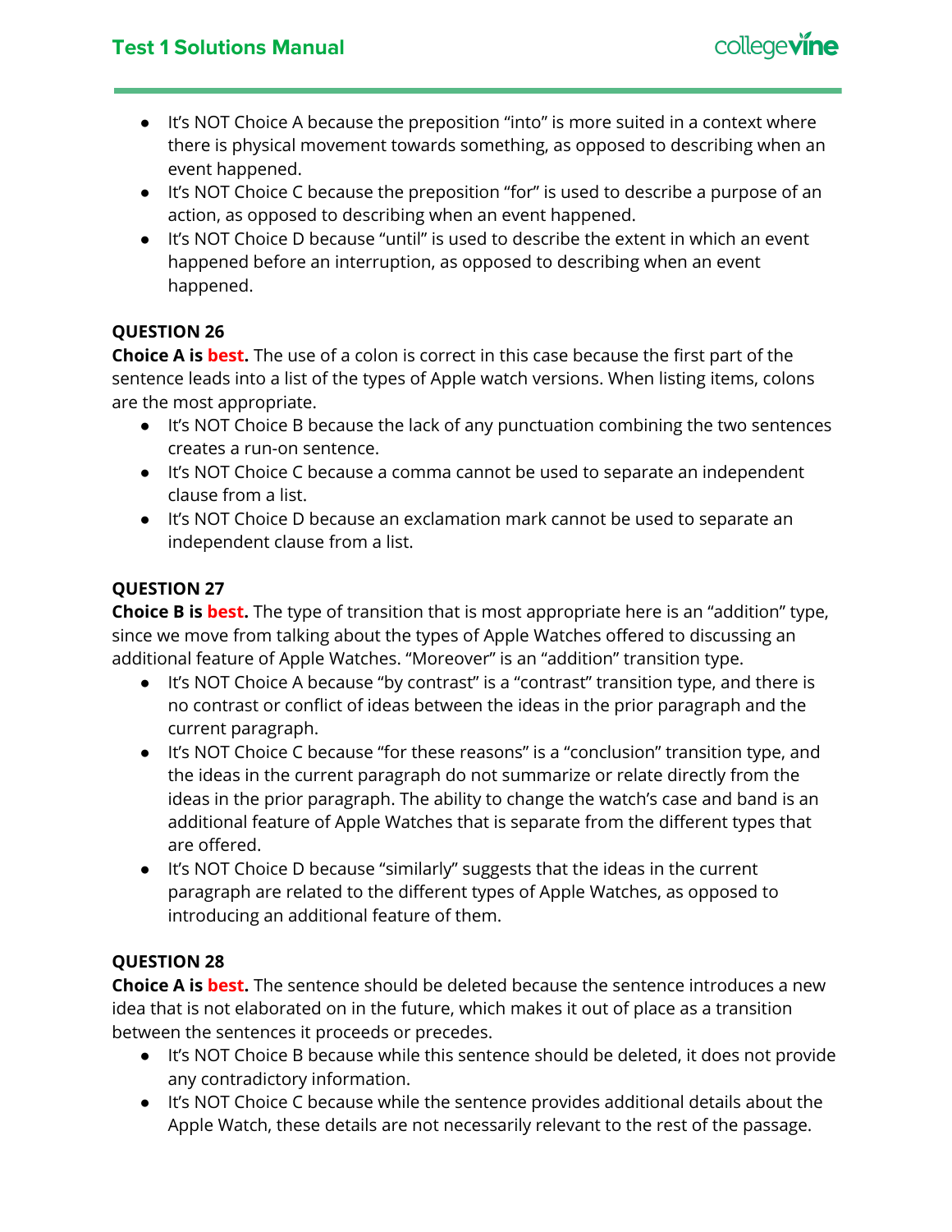- It's NOT Choice A because the preposition "into" is more suited in a context where there is physical movement towards something, as opposed to describing when an event happened.
- It's NOT Choice C because the preposition "for" is used to describe a purpose of an action, as opposed to describing when an event happened.
- It's NOT Choice D because "until" is used to describe the extent in which an event happened before an interruption, as opposed to describing when an event happened.

**QUESTION 26**

**Choice A is best.** The use of a colon is correct in this case because the first part of the sentence leads into a list of the types of Apple watch versions. When listing items, colons are the most appropriate.

- It's NOT Choice B because the lack of any punctuation combining the two sentences creates a run-on sentence.
- It's NOT Choice C because a comma cannot be used to separate an independent clause from a list.
- It's NOT Choice D because an exclamation mark cannot be used to separate an independent clause from a list.

**QUESTION 27**

**Choice B is best.** The type of transition that is most appropriate here is an "addition" type, since we move from talking about the types of Apple Watches offered to discussing an additional feature of Apple Watches. "Moreover" is an "addition" transition type.

- It's NOT Choice A because "by contrast" is a "contrast" transition type, and there is no contrast or conflict of ideas between the ideas in the prior paragraph and the current paragraph.
- It's NOT Choice C because "for these reasons" is a "conclusion" transition type, and the ideas in the current paragraph do not summarize or relate directly from the ideas in the prior paragraph. The ability to change the watch's case and band is an additional feature of Apple Watches that is separate from the different types that are offered.
- It's NOT Choice D because "similarly" suggests that the ideas in the current paragraph are related to the different types of Apple Watches, as opposed to introducing an additional feature of them.

**QUESTION 28**

**Choice A is best.** The sentence should be deleted because the sentence introduces a new idea that is not elaborated on in the future, which makes it out of place as a transition between the sentences it proceeds or precedes.

- It's NOT Choice B because while this sentence should be deleted, it does not provide any contradictory information.
- It's NOT Choice C because while the sentence provides additional details about the Apple Watch, these details are not necessarily relevant to the rest of the passage.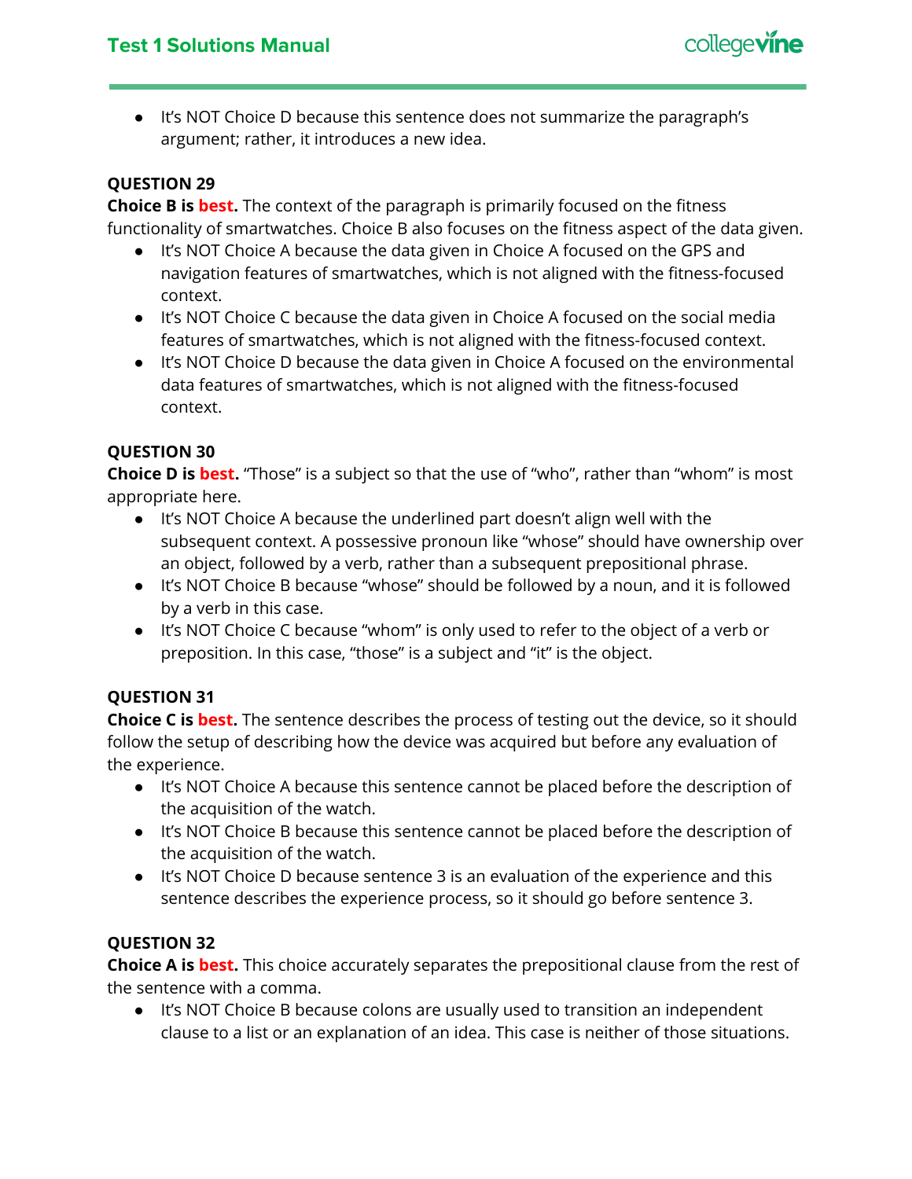- It's NOT Choice D because this sentence does not summarize the paragraph's argument; rather, it introduces a new idea.

### QUESTION 29

**Choice B is best.** The context of the paragraph is primarily focused on the fitness functionality of smartwatches. Choice B also focuses on the fitness aspect of the data given.

- It's NOT Choice A because the data given in Choice A focused on the GPS and navigation features of smartwatches, which is not aligned with the fitness-focused context.
- It's NOT Choice C because the data given in Choice A focused on the social media features of smartwatches, which is not aligned with the fitness-focused context.
- It's NOT Choice D because the data given in Choice A focused on the environmental data features of smartwatches, which is not aligned with the fitness-focused context.

### QUESTION 30

**Choice D is best.** "Those" is a subject so that the use of "who", rather than "whom" is most appropriate here.

- It's NOT Choice A because the underlined part doesn't align well with the subsequent context. A possessive pronoun like "whose" should have ownership over an object, followed by a verb, rather than a subsequent prepositional phrase.
- It's NOT Choice B because "whose" should be followed by a noun, and it is followed by a verb in this case.
- It's NOT Choice C because "whom" is only used to refer to the object of a verb or preposition. In this case, "those" is a subject and "it" is the object.

### QUESTION 31

**Choice C is best.** The sentence describes the process of testing out the device, so it should follow the setup of describing how the device was acquired but before any evaluation of the experience.

- It's NOT Choice A because this sentence cannot be placed before the description of the acquisition of the watch.
- It's NOT Choice B because this sentence cannot be placed before the description of the acquisition of the watch.
- It's NOT Choice D because sentence 3 is an evaluation of the experience and this sentence describes the experience process, so it should go before sentence 3.

### QUESTION 32

**Choice A is best.** This choice accurately separates the prepositional clause from the rest of the sentence with a comma.

- It's NOT Choice B because colons are usually used to transition an independent clause to a list or an explanation of an idea. This case is neither of those situations.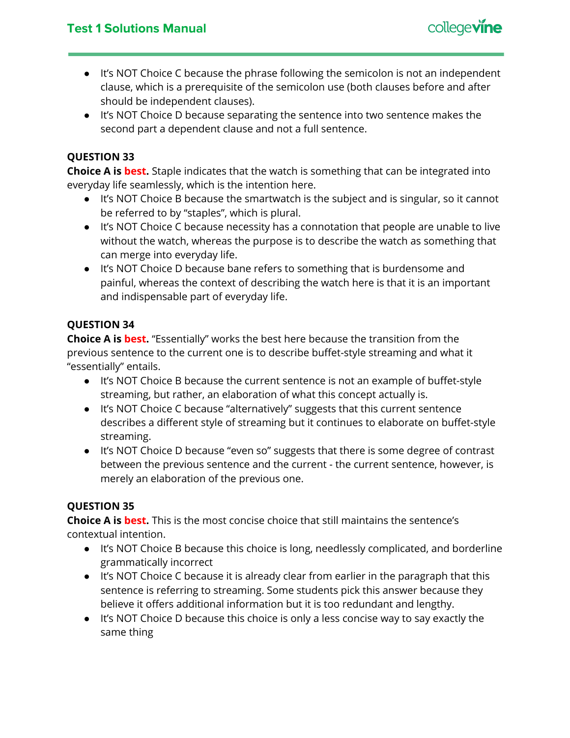- It's NOT Choice C because the phrase following the semicolon is not an independent clause, which is a prerequisite of the semicolon use (both clauses before and after should be independent clauses).
- It's NOT Choice D because separating the sentence into two sentence makes the second part a dependent clause and not a full sentence.

**QUESTION 33**

**Choice A is best.** Staple indicates that the watch is something that can be integrated into everyday life seamlessly, which is the intention here.

- It's NOT Choice B because the smartwatch is the subject and is singular, so it cannot be referred to by "staples", which is plural.
- It's NOT Choice C because necessity has a connotation that people are unable to live without the watch, whereas the purpose is to describe the watch as something that can merge into everyday life.
- It's NOT Choice D because bane refers to something that is burdensome and painful, whereas the context of describing the watch here is that it is an important and indispensable part of everyday life.

**QUESTION 34**

**Choice A is best.** "Essentially" works the best here because the transition from the previous sentence to the current one is to describe buffet-style streaming and what it "essentially" entails.

- It's NOT Choice B because the current sentence is not an example of buffet-style streaming, but rather, an elaboration of what this concept actually is.
- It's NOT Choice C because "alternatively" suggests that this current sentence describes a different style of streaming but it continues to elaborate on buffet-style streaming.
- It's NOT Choice D because "even so" suggests that there is some degree of contrast between the previous sentence and the current - the current sentence, however, is merely an elaboration of the previous one.

**QUESTION 35**

**Choice A is best.** This is the most concise choice that still maintains the sentence's contextual intention.

- It's NOT Choice B because this choice is long, needlessly complicated, and borderline grammatically incorrect
- It's NOT Choice C because it is already clear from earlier in the paragraph that this sentence is referring to streaming. Some students pick this answer because they believe it offers additional information but it is too redundant and lengthy.
- It's NOT Choice D because this choice is only a less concise way to say exactly the same thing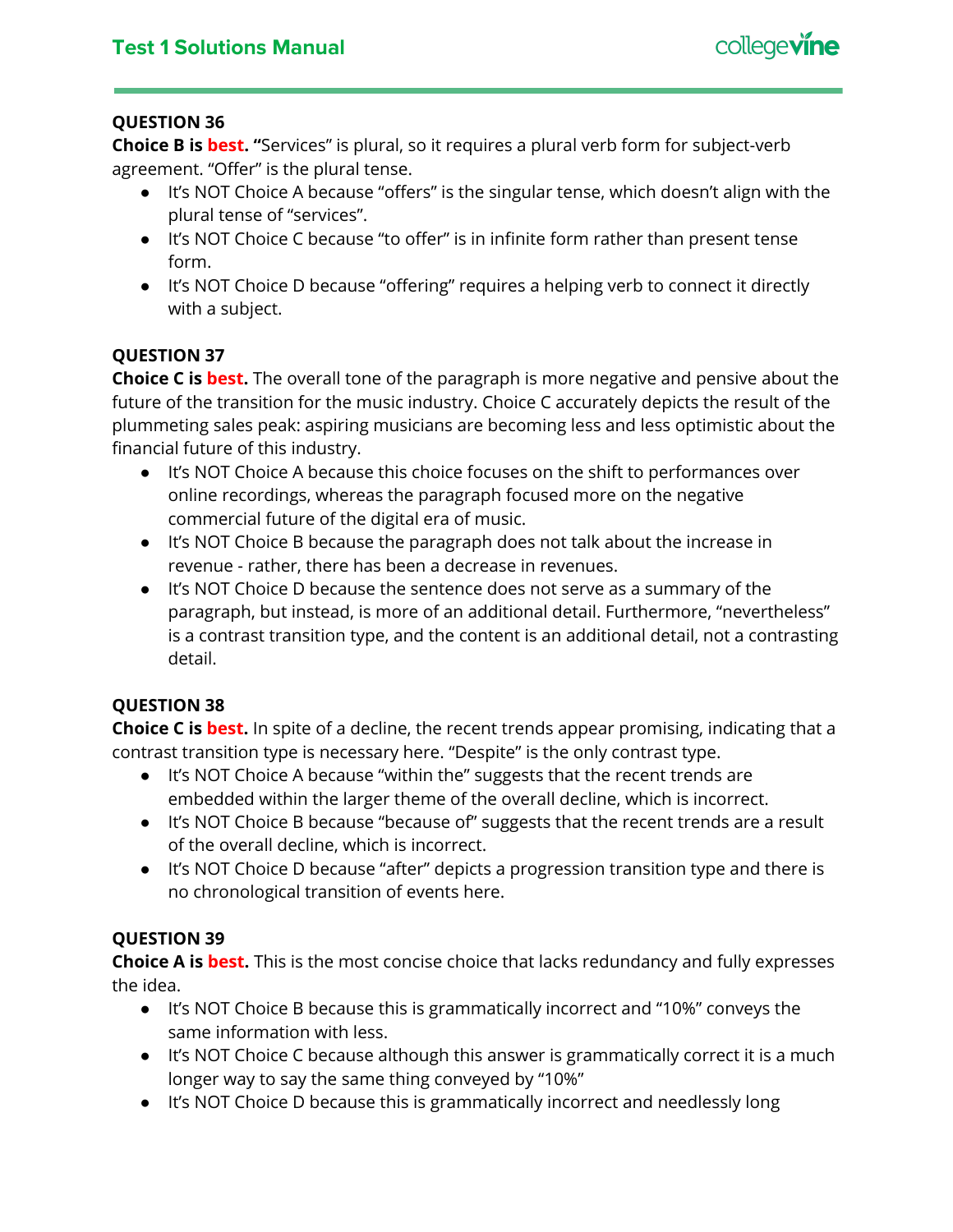### QUESTION 36

**Choice B is best.** "Services" is plural, so it requires a plural verb form for subject-verb agreement. "Offer" is the plural tense.

- It's NOT Choice A because "offers" is the singular tense, which doesn't align with the plural tense of "services".
- It's NOT Choice C because "to offer" is in infinite form rather than present tense form.
- It's NOT Choice D because "offering" requires a helping verb to connect it directly with a subject.

### QUESTION 37

**Choice C is best.** The overall tone of the paragraph is more negative and pensive about the future of the transition for the music industry. Choice C accurately depicts the result of the plummeting sales peak: aspiring musicians are becoming less and less optimistic about the financial future of this industry.

- It's NOT Choice A because this choice focuses on the shift to performances over online recordings, whereas the paragraph focused more on the negative commercial future of the digital era of music.
- It's NOT Choice B because the paragraph does not talk about the increase in revenue - rather, there has been a decrease in revenues.
- It's NOT Choice D because the sentence does not serve as a summary of the paragraph, but instead, is more of an additional detail. Furthermore, "nevertheless" is a contrast transition type, and the content is an additional detail, not a contrasting detail.

### QUESTION 38

**Choice C is best.** In spite of a decline, the recent trends appear promising, indicating that a contrast transition type is necessary here. "Despite" is the only contrast type.

- It's NOT Choice A because "within the" suggests that the recent trends are embedded within the larger theme of the overall decline, which is incorrect.
- It's NOT Choice B because "because of" suggests that the recent trends are a result of the overall decline, which is incorrect.
- It's NOT Choice D because "after" depicts a progression transition type and there is no chronological transition of events here.

### QUESTION 39

**Choice A is best.** This is the most concise choice that lacks redundancy and fully expresses the idea.

- It's NOT Choice B because this is grammatically incorrect and "10%" conveys the same information with less.
- It's NOT Choice C because although this answer is grammatically correct it is a much longer way to say the same thing conveyed by "10%"
- It's NOT Choice D because this is grammatically incorrect and needlessly long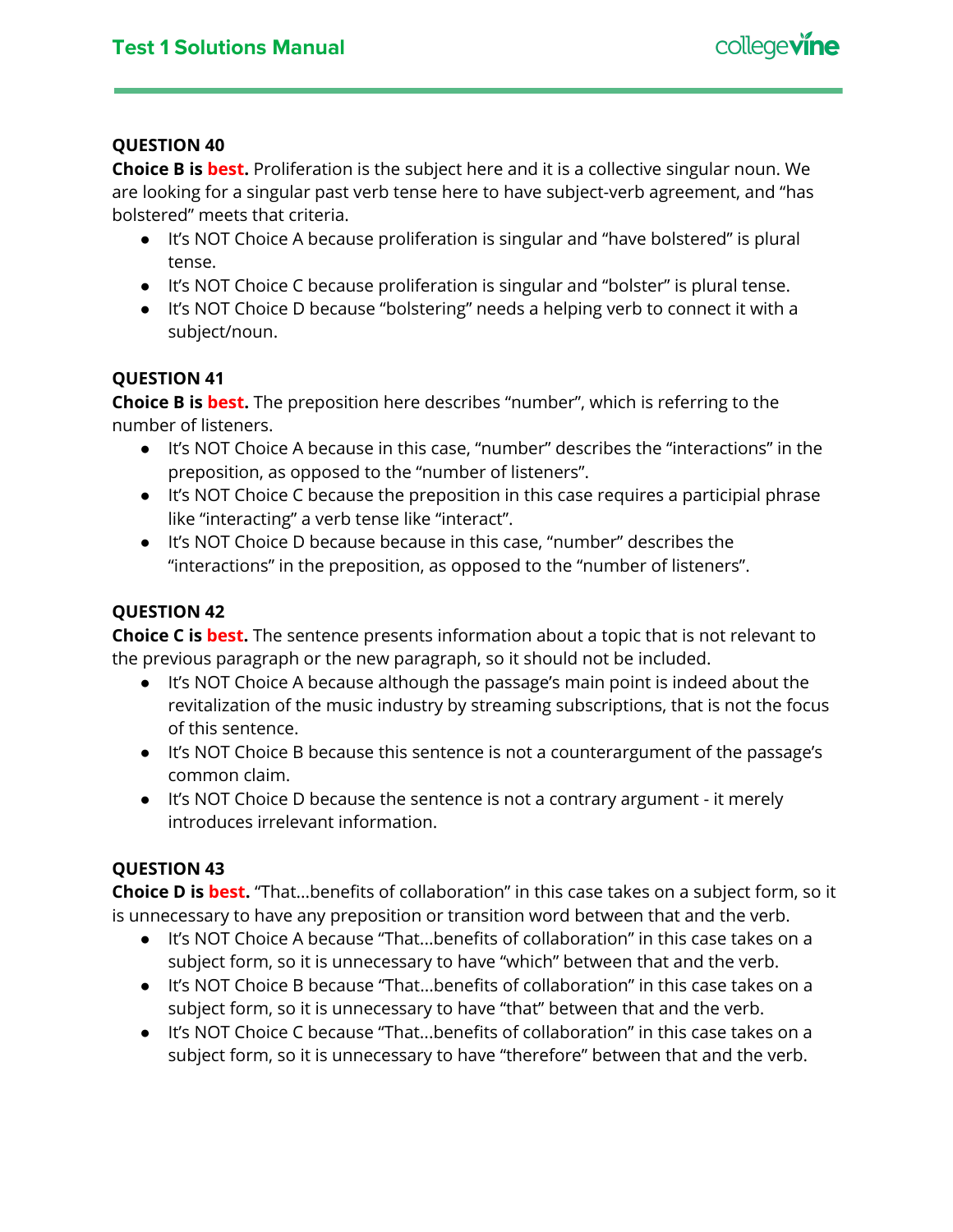**QUESTION 40**

**Choice B is best.** Proliferation is the subject here and it is a collective singular noun. We are looking for a singular past verb tense here to have subject-verb agreement, and "has bolstered" meets that criteria.

- It's NOT Choice A because proliferation is singular and "have bolstered" is plural tense.
- It's NOT Choice C because proliferation is singular and "bolster" is plural tense.
- It's NOT Choice D because "bolstering" needs a helping verb to connect it with a subject/noun.

**QUESTION 41**

**Choice B is best.** The preposition here describes "number", which is referring to the number of listeners.

- It's NOT Choice A because in this case, "number" describes the "interactions" in the preposition, as opposed to the "number of listeners".
- It's NOT Choice C because the preposition in this case requires a participial phrase like "interacting" a verb tense like "interact".
- It's NOT Choice D because because in this case, "number" describes the "interactions" in the preposition, as opposed to the "number of listeners".

**QUESTION 42**

**Choice C is best.** The sentence presents information about a topic that is not relevant to the previous paragraph or the new paragraph, so it should not be included.

- It's NOT Choice A because although the passage's main point is indeed about the revitalization of the music industry by streaming subscriptions, that is not the focus of this sentence.
- It's NOT Choice B because this sentence is not a counterargument of the passage's common claim.
- It's NOT Choice D because the sentence is not a contrary argument - it merely introduces irrelevant information.

**QUESTION 43**

**Choice D is best.** "That...benefits of collaboration" in this case takes on a subject form, so it is unnecessary to have any preposition or transition word between that and the verb.

- It's NOT Choice A because "That...benefits of collaboration" in this case takes on a subject form, so it is unnecessary to have "which" between that and the verb.
- It's NOT Choice B because "That...benefits of collaboration" in this case takes on a subject form, so it is unnecessary to have "that" between that and the verb.
- It's NOT Choice C because "That...benefits of collaboration" in this case takes on a subject form, so it is unnecessary to have "therefore" between that and the verb.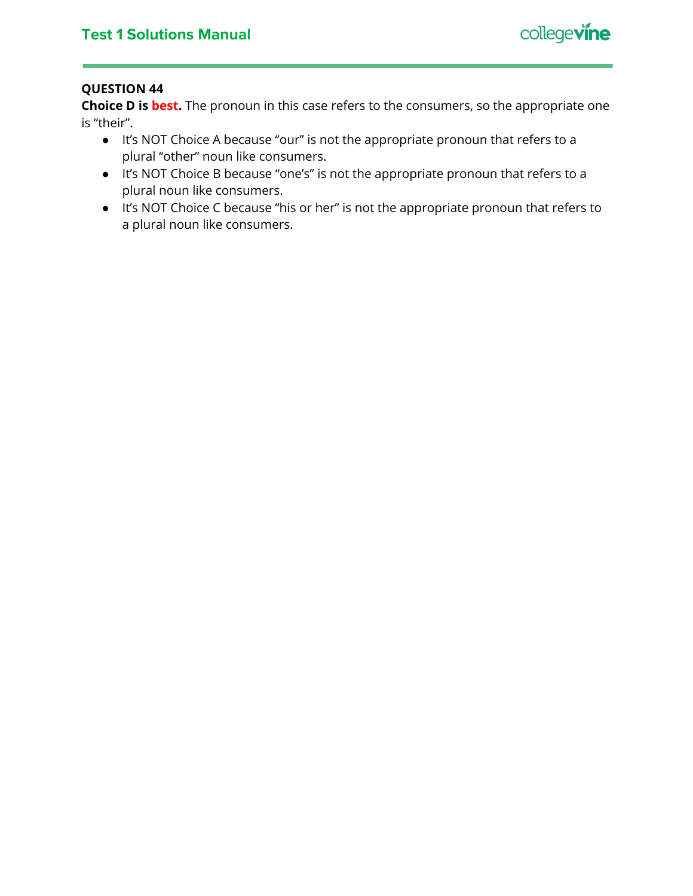**QUESTION 44**

**Choice D is best.** The pronoun in this case refers to the consumers, so the appropriate one is "their".

- It's NOT Choice A because "our" is not the appropriate pronoun that refers to a plural "other" noun like consumers.
- It's NOT Choice B because "one's" is not the appropriate pronoun that refers to a plural noun like consumers.
- It's NOT Choice C because "his or her" is not the appropriate pronoun that refers to a plural noun like consumers.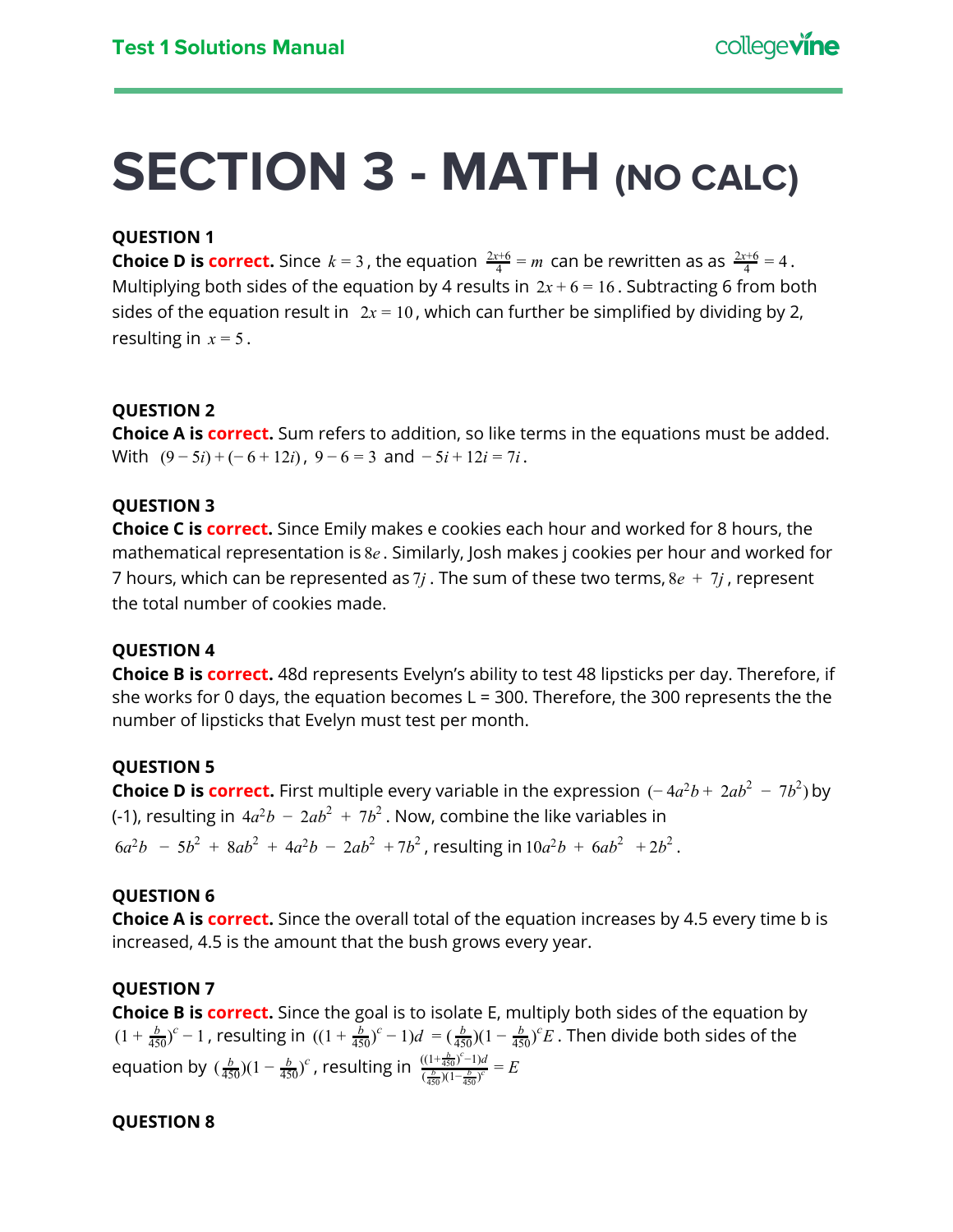# SECTION 3 - MATH (NO CALC)

**QUESTION 1**

**Choice D is correct.** Since $k = 3$, the equation $\frac{2x+6}{4} = m$ can be rewritten as as $\frac{2x+6}{4} = 4$. Multiplying both sides of the equation by 4 results in $2x + 6 = 16$. Subtracting 6 from both sides of the equation result in $2x = 10$, which can further be simplified by dividing by 2, resulting in $x = 5$.

**QUESTION 2**

**Choice A is correct.** Sum refers to addition, so like terms in the equations must be added. With $(9 - 5i) + (-6 + 12i)$, $9 - 6 = 3$ and $-5i + 12i = 7i$.

**QUESTION 3**

**Choice C is correct.** Since Emily makes e cookies each hour and worked for 8 hours, the mathematical representation is $8e$. Similarly, Josh makes j cookies per hour and worked for 7 hours, which can be represented as $7j$. The sum of these two terms, $8e + 7j$, represent the total number of cookies made.

**QUESTION 4**

**Choice B is correct.** 48d represents Evelyn's ability to test 48 lipsticks per day. Therefore, if she works for 0 days, the equation becomes L = 300. Therefore, the 300 represents the the number of lipsticks that Evelyn must test per month.

**QUESTION 5**

**Choice D is correct.** First multiple every variable in the expression $(-4a^2b + 2ab^2 - 7b^2)$ by (-1), resulting in $4a^2b - 2ab^2 + 7b^2$. Now, combine the like variables in $6a^2b - 5b^2 + 8ab^2 + 4a^2b - 2ab^2 + 7b^2$, resulting in $10a^2b + 6ab^2 + 2b^2$.

**QUESTION 6**

**Choice A is correct.** Since the overall total of the equation increases by 4.5 every time b is increased, 4.5 is the amount that the bush grows every year.

**QUESTION 7**

**Choice B is correct.** Since the goal is to isolate E, multiply both sides of the equation by $(1 + \frac{b}{450})^c - 1$, resulting in $((1 + \frac{b}{450})^c - 1)d = (\frac{b}{450})(1 - \frac{b}{450})^c E$. Then divide both sides of the equation by $(\frac{b}{450})(1 - \frac{b}{450})^c$, resulting in $\frac{((1+\frac{b}{450})^c - 1)d}{(\frac{b}{450})(1-\frac{b}{450})^c} = E$

**QUESTION 8**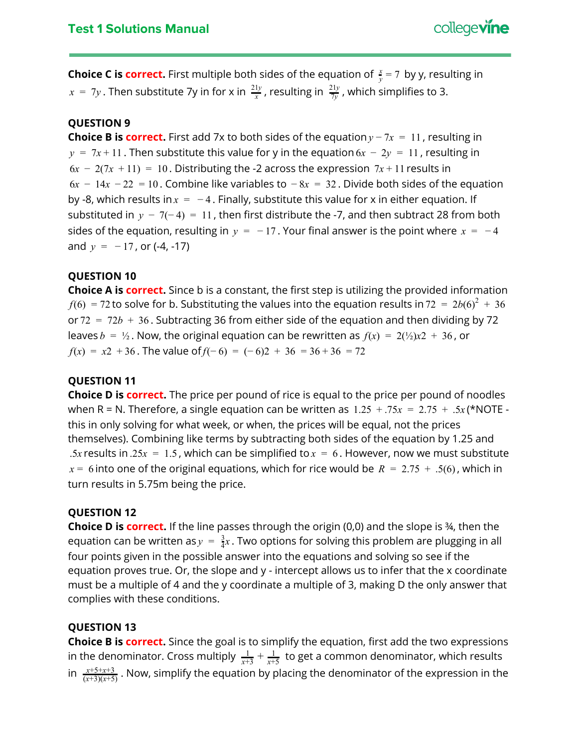**Choice C is correct.** First multiple both sides of the equation of $\frac{x}{y} = 7$ by y, resulting in $x = 7y$. Then substitute 7y in for x in $\frac{21y}{x}$, resulting in $\frac{21y}{7y}$, which simplifies to 3.

**QUESTION 9**

**Choice B is correct.** First add 7x to both sides of the equation $y - 7x = 11$, resulting in $y = 7x + 11$. Then substitute this value for y in the equation $6x - 2y = 11$, resulting in $6x - 2(7x + 11) = 10$. Distributing the -2 across the expression $7x + 11$ results in $6x - 14x - 22 = 10$. Combine like variables to $-8x = 32$. Divide both sides of the equation by -8, which results in $x = -4$. Finally, substitute this value for x in either equation. If substituted in $y - 7(-4) = 11$, then first distribute the -7, and then subtract 28 from both sides of the equation, resulting in $y = -17$. Your final answer is the point where $x = -4$ and $y = -17$, or (-4, -17)

**QUESTION 10**

**Choice A is correct.** Since b is a constant, the first step is utilizing the provided information $f(6) = 72$ to solve for b. Substituting the values into the equation results in $72 = 2b(6)^2 + 36$ or $72 = 72b + 36$. Subtracting 36 from either side of the equation and then dividing by 72 leaves $b = ½$. Now, the original equation can be rewritten as $f(x) = 2(½)x2 + 36$, or $f(x) = x2 + 36$. The value of $f(-6) = (-6)2 + 36 = 36 + 36 = 72$

**QUESTION 11**

**Choice D is correct.** The price per pound of rice is equal to the price per pound of noodles when R = N. Therefore, a single equation can be written as $1.25 + .75x = 2.75 + .5x$ (*NOTE - this in only solving for what week, or when, the prices will be equal, not the prices themselves). Combining like terms by subtracting both sides of the equation by 1.25 and $.5x$ results in $.25x = 1.5$, which can be simplified to $x = 6$. However, now we must substitute $x = 6$ into one of the original equations, which for rice would be $R = 2.75 + .5(6)$, which in turn results in 5.75m being the price.

**QUESTION 12**

**Choice D is correct.** If the line passes through the origin (0,0) and the slope is ¾, then the equation can be written as $y = \frac{3}{4}x$. Two options for solving this problem are plugging in all four points given in the possible answer into the equations and solving so see if the equation proves true. Or, the slope and y - intercept allows us to infer that the x coordinate must be a multiple of 4 and the y coordinate a multiple of 3, making D the only answer that complies with these conditions.

**QUESTION 13**

**Choice B is correct.** Since the goal is to simplify the equation, first add the two expressions in the denominator. Cross multiply $\frac{1}{x+3} + \frac{1}{x+5}$ to get a common denominator, which results in $\frac{x+5+x+3}{(x+3)(x+5)}$. Now, simplify the equation by placing the denominator of the expression in the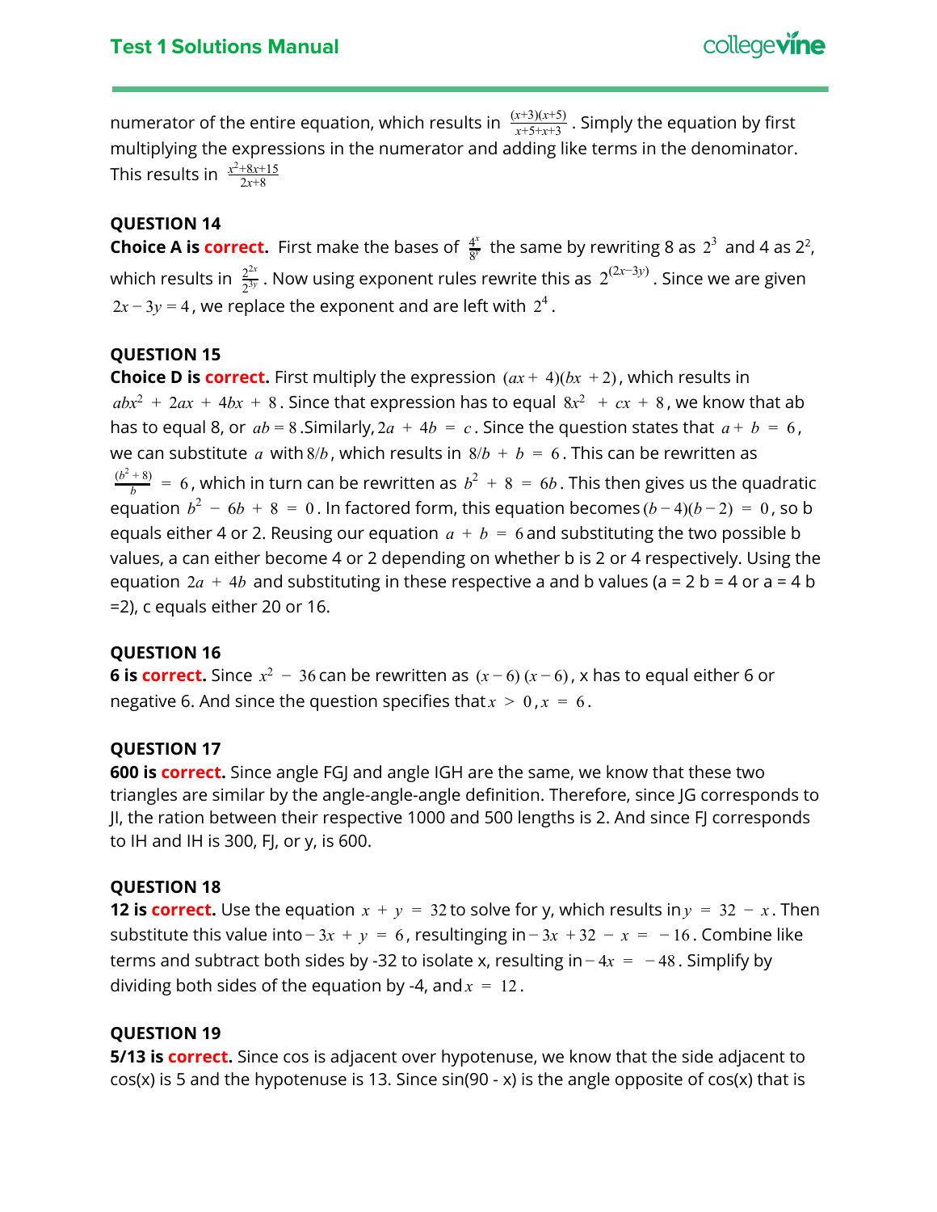numerator of the entire equation, which results in $\frac{(x+3)(x+5)}{x+5+x+3}$. Simply the equation by first multiplying the expressions in the numerator and adding like terms in the denominator. This results in $\frac{x^2+8x+15}{2x+8}$

**QUESTION 14**

**Choice A is correct.** First make the bases of $\frac{4^x}{8^y}$ the same by rewriting 8 as $2^3$ and 4 as $2^2$, which results in $\frac{2^{2x}}{2^{3y}}$. Now using exponent rules rewrite this as $2^{(2x-3y)}$. Since we are given $2x - 3y = 4$, we replace the exponent and are left with $2^4$.

**QUESTION 15**

**Choice D is correct.** First multiply the expression $(ax + 4)(bx + 2)$, which results in $abx^2 + 2ax + 4bx + 8$. Since that expression has to equal $8x^2 + cx + 8$, we know that ab has to equal 8, or $ab = 8$.Similarly, $2a + 4b = c$. Since the question states that $a + b = 6$, we can substitute $a$ with $8/b$, which results in $8/b + b = 6$. This can be rewritten as $\frac{(b^2+8)}{b} = 6$, which in turn can be rewritten as $b^2 + 8 = 6b$. This then gives us the quadratic equation $b^2 - 6b + 8 = 0$. In factored form, this equation becomes $(b-4)(b-2) = 0$, so b equals either 4 or 2. Reusing our equation $a + b = 6$ and substituting the two possible b values, a can either become 4 or 2 depending on whether b is 2 or 4 respectively. Using the equation $2a + 4b$ and substituting in these respective a and b values (a = 2 b = 4 or a = 4 b =2), c equals either 20 or 16.

**QUESTION 16**

**6 is correct.** Since $x^2 - 36$ can be rewritten as $(x-6)(x-6)$, x has to equal either 6 or negative 6. And since the question specifies that $x > 0, x = 6$.

**QUESTION 17**

**600 is correct.** Since angle FGJ and angle IGH are the same, we know that these two triangles are similar by the angle-angle-angle definition. Therefore, since JG corresponds to JI, the ration between their respective 1000 and 500 lengths is 2. And since FJ corresponds to IH and IH is 300, FJ, or y, is 600.

**QUESTION 18**

**12 is correct.** Use the equation $x + y = 32$ to solve for y, which results in $y = 32 - x$. Then substitute this value into $-3x + y = 6$, resultingin $-3x + 32 - x = -16$. Combine like terms and subtract both sides by -32 to isolate x, resulting in $-4x = -48$. Simplify by dividing both sides of the equation by -4, and $x = 12$.

**QUESTION 19**

**5/13 is correct.** Since cos is adjacent over hypotenuse, we know that the side adjacent to cos(x) is 5 and the hypotenuse is 13. Since sin(90 - x) is the angle opposite of cos(x) that is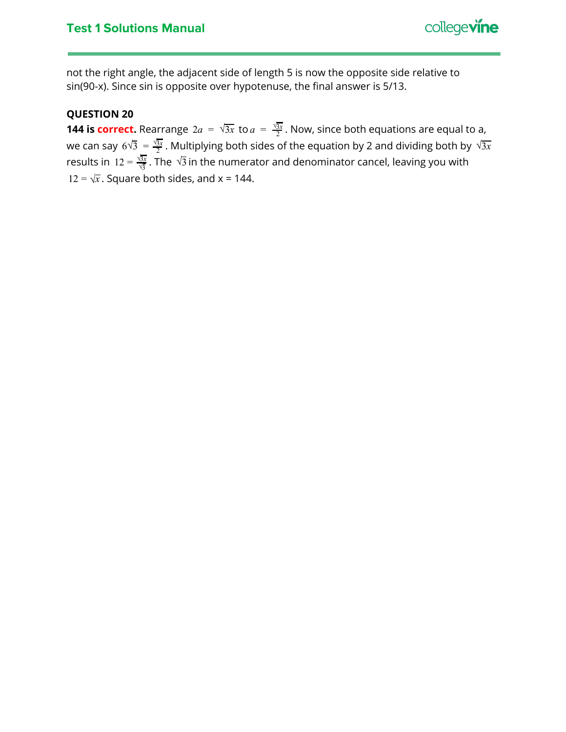not the right angle, the adjacent side of length 5 is now the opposite side relative to sin(90-x). Since sin is opposite over hypotenuse, the final answer is 5/13.

**QUESTION 20**

**144 is correct.** Rearrange $2a = \sqrt{3x}$ to $a = \frac{\sqrt{3x}}{2}$. Now, since both equations are equal to a, we can say $6\sqrt{3} = \frac{\sqrt{3x}}{2}$. Multiplying both sides of the equation by 2 and dividing both by $\sqrt{3x}$ results in $12 = \frac{\sqrt{3x}}{\sqrt{3}}$. The $\sqrt{3}$ in the numerator and denominator cancel, leaving you with $12 = \sqrt{x}$. Square both sides, and x = 144.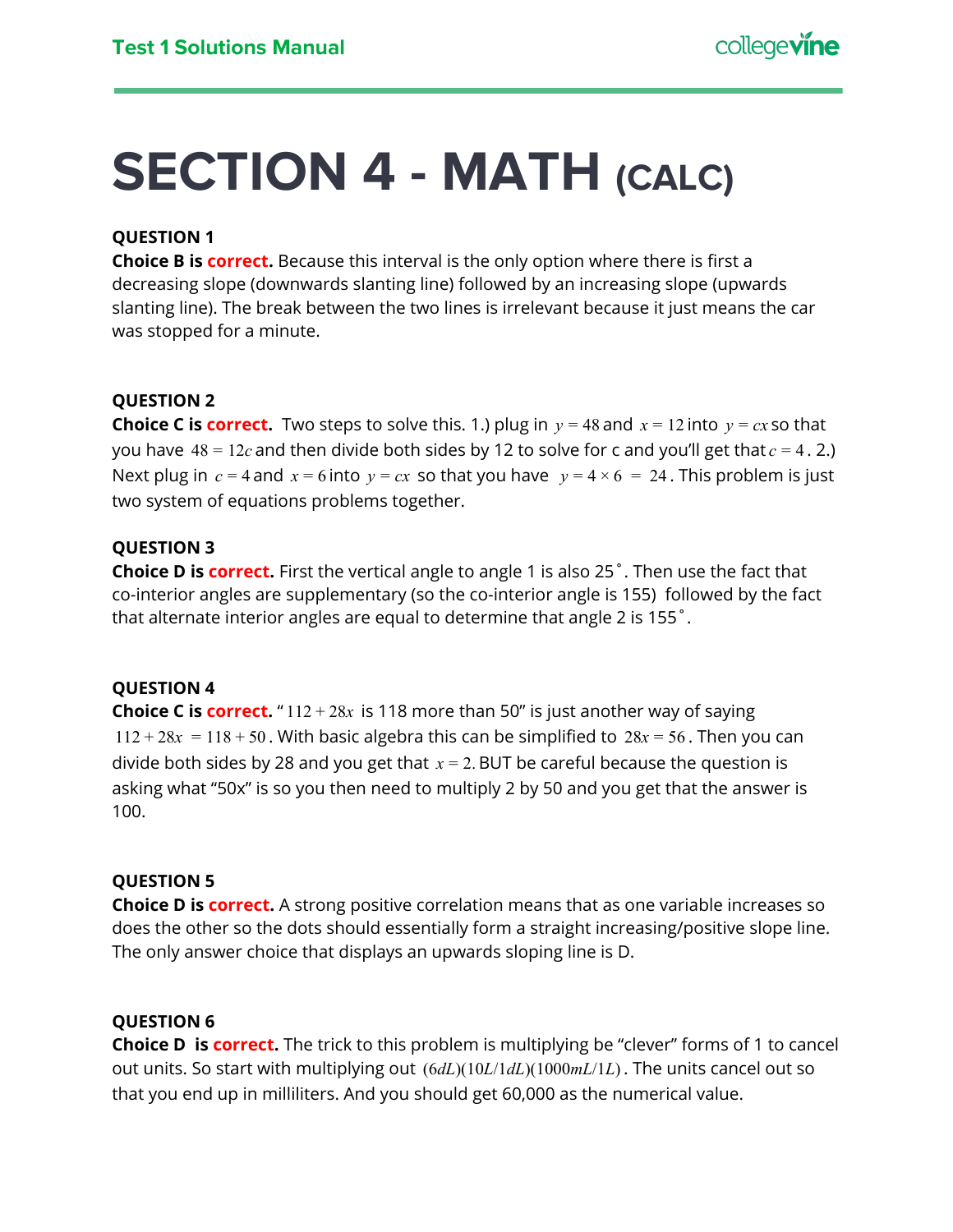# SECTION 4 - MATH (CALC)

**QUESTION 1**

**Choice B is correct.** Because this interval is the only option where there is first a decreasing slope (downwards slanting line) followed by an increasing slope (upwards slanting line). The break between the two lines is irrelevant because it just means the car was stopped for a minute.

**QUESTION 2**

**Choice C is correct.** Two steps to solve this. 1.) plug in $y = 48$ and $x = 12$ into $y = cx$ so that you have $48 = 12c$ and then divide both sides by 12 to solve for c and you'll get that $c = 4$. 2.) Next plug in $c = 4$ and $x = 6$ into $y = cx$ so that you have $y = 4 \times 6 = 24$. This problem is just two system of equations problems together.

**QUESTION 3**

**Choice D is correct.** First the vertical angle to angle 1 is also 25˚. Then use the fact that co-interior angles are supplementary (so the co-interior angle is 155) followed by the fact that alternate interior angles are equal to determine that angle 2 is 155˚.

**QUESTION 4**

**Choice C is correct.** "$112 + 28x$ is 118 more than 50" is just another way of saying $112 + 28x = 118 + 50$. With basic algebra this can be simplified to $28x = 56$. Then you can divide both sides by 28 and you get that $x = 2$. BUT be careful because the question is asking what "50x" is so you then need to multiply 2 by 50 and you get that the answer is 100.

**QUESTION 5**

**Choice D is correct.** A strong positive correlation means that as one variable increases so does the other so the dots should essentially form a straight increasing/positive slope line. The only answer choice that displays an upwards sloping line is D.

**QUESTION 6**

**Choice D is correct.** The trick to this problem is multiplying be "clever" forms of 1 to cancel out units. So start with multiplying out $(6dL)(10L/1dL)(1000mL/1L)$. The units cancel out so that you end up in milliliters. And you should get 60,000 as the numerical value.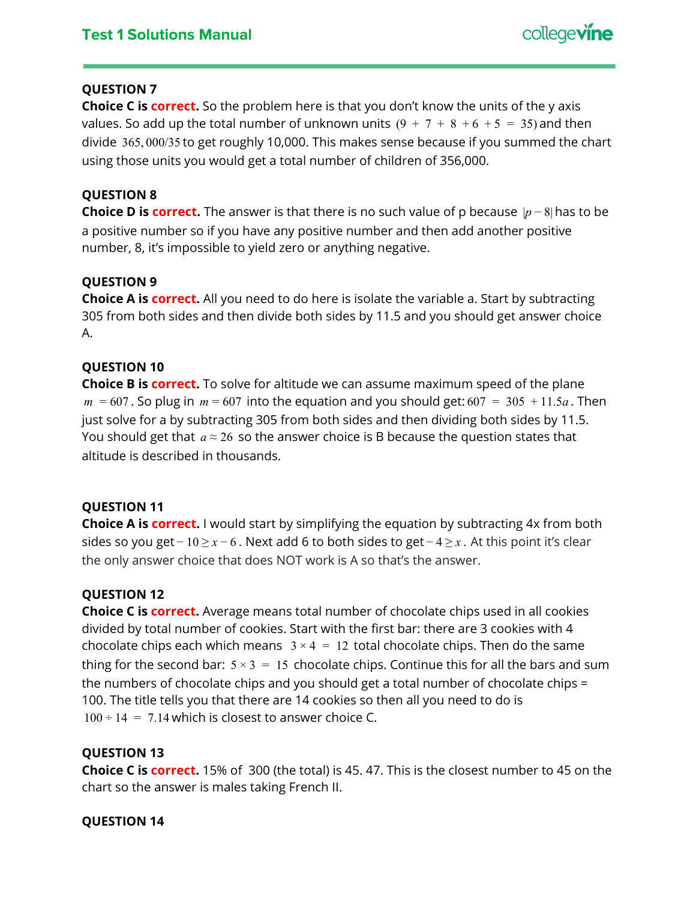### QUESTION 7

**Choice C is correct.** So the problem here is that you don't know the units of the y axis values. So add up the total number of unknown units $(9 + 7 + 8 + 6 + 5 = 35)$ and then divide $365,000/35$ to get roughly 10,000. This makes sense because if you summed the chart using those units you would get a total number of children of 356,000.

### QUESTION 8

**Choice D is correct.** The answer is that there is no such value of p because $|p - 8|$ has to be a positive number so if you have any positive number and then add another positive number, 8, it's impossible to yield zero or anything negative.

### QUESTION 9

**Choice A is correct.** All you need to do here is isolate the variable a. Start by subtracting 305 from both sides and then divide both sides by 11.5 and you should get answer choice A.

### QUESTION 10

**Choice B is correct.** To solve for altitude we can assume maximum speed of the plane $m = 607$. So plug in $m = 607$ into the equation and you should get: $607 = 305 + 11.5a$. Then just solve for a by subtracting 305 from both sides and then dividing both sides by 11.5. You should get that $a \approx 26$ so the answer choice is B because the question states that altitude is described in thousands.

### QUESTION 11

**Choice A is correct.** I would start by simplifying the equation by subtracting 4x from both sides so you get $-10 \geq x - 6$. Next add 6 to both sides to get $-4 \geq x$. At this point it's clear the only answer choice that does NOT work is A so that's the answer.

### QUESTION 12

**Choice C is correct.** Average means total number of chocolate chips used in all cookies divided by total number of cookies. Start with the first bar: there are 3 cookies with 4 chocolate chips each which means $3 \times 4 = 12$ total chocolate chips. Then do the same thing for the second bar: $5 \times 3 = 15$ chocolate chips. Continue this for all the bars and sum the numbers of chocolate chips and you should get a total number of chocolate chips = 100. The title tells you that there are 14 cookies so then all you need to do is $100 \div 14 = 7.14$ which is closest to answer choice C.

### QUESTION 13

**Choice C is correct.** 15% of 300 (the total) is 45. 47. This is the closest number to 45 on the chart so the answer is males taking French II.

### QUESTION 14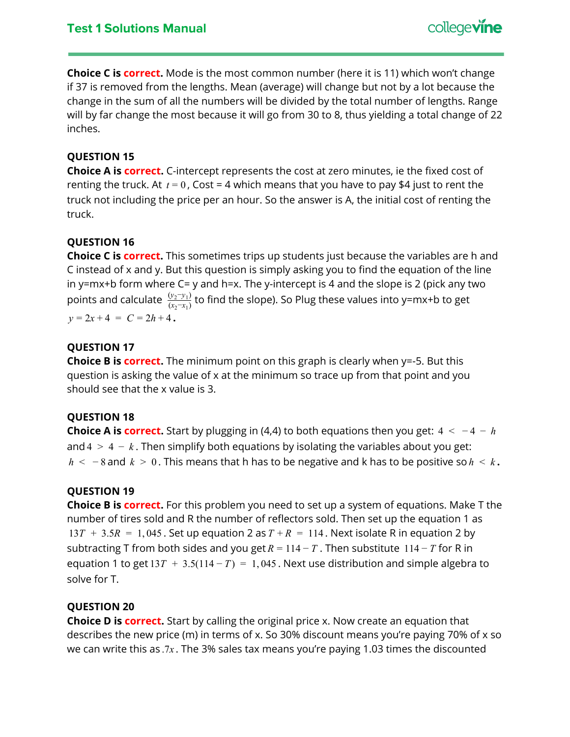**Choice C is correct.** Mode is the most common number (here it is 11) which won't change if 37 is removed from the lengths. Mean (average) will change but not by a lot because the change in the sum of all the numbers will be divided by the total number of lengths. Range will by far change the most because it will go from 30 to 8, thus yielding a total change of 22 inches.

### QUESTION 15

**Choice A is correct.** C-intercept represents the cost at zero minutes, ie the fixed cost of renting the truck. At $t = 0$, Cost = 4 which means that you have to pay $4 just to rent the truck not including the price per an hour. So the answer is A, the initial cost of renting the truck.

### QUESTION 16

**Choice C is correct.** This sometimes trips up students just because the variables are h and C instead of x and y. But this question is simply asking you to find the equation of the line in y=mx+b form where C= y and h=x. The y-intercept is 4 and the slope is 2 (pick any two points and calculate $\frac{(y_2 - y_1)}{(x_2 - x_1)}$ to find the slope). So Plug these values into y=mx+b to get $y = 2x + 4 \;=\; C = 2h + 4$.

### QUESTION 17

**Choice B is correct.** The minimum point on this graph is clearly when y=-5. But this question is asking the value of x at the minimum so trace up from that point and you should see that the x value is 3.

### QUESTION 18

**Choice A is correct.** Start by plugging in (4,4) to both equations then you get: $4 \; < \; -4 \; - \; h$ and $4 \; > \; 4 \; - \; k$. Then simplify both equations by isolating the variables about you get: $h \; < \; -8$ and $k \; > \; 0$. This means that h has to be negative and k has to be positive so $h \; < \; k$.

### QUESTION 19

**Choice B is correct.** For this problem you need to set up a system of equations. Make T the number of tires sold and R the number of reflectors sold. Then set up the equation 1 as $13T \; + \; 3.5R \; = \; 1,045$. Set up equation 2 as $T + R \; = \; 114$. Next isolate R in equation 2 by subtracting T from both sides and you get $R = 114 - T$. Then substitute $114 - T$ for R in equation 1 to get $13T \; + \; 3.5(114 - T) \; = \; 1,045$. Next use distribution and simple algebra to solve for T.

### QUESTION 20

**Choice D is correct.** Start by calling the original price x. Now create an equation that describes the new price (m) in terms of x. So 30% discount means you're paying 70% of x so we can write this as $.7x$. The 3% sales tax means you're paying 1.03 times the discounted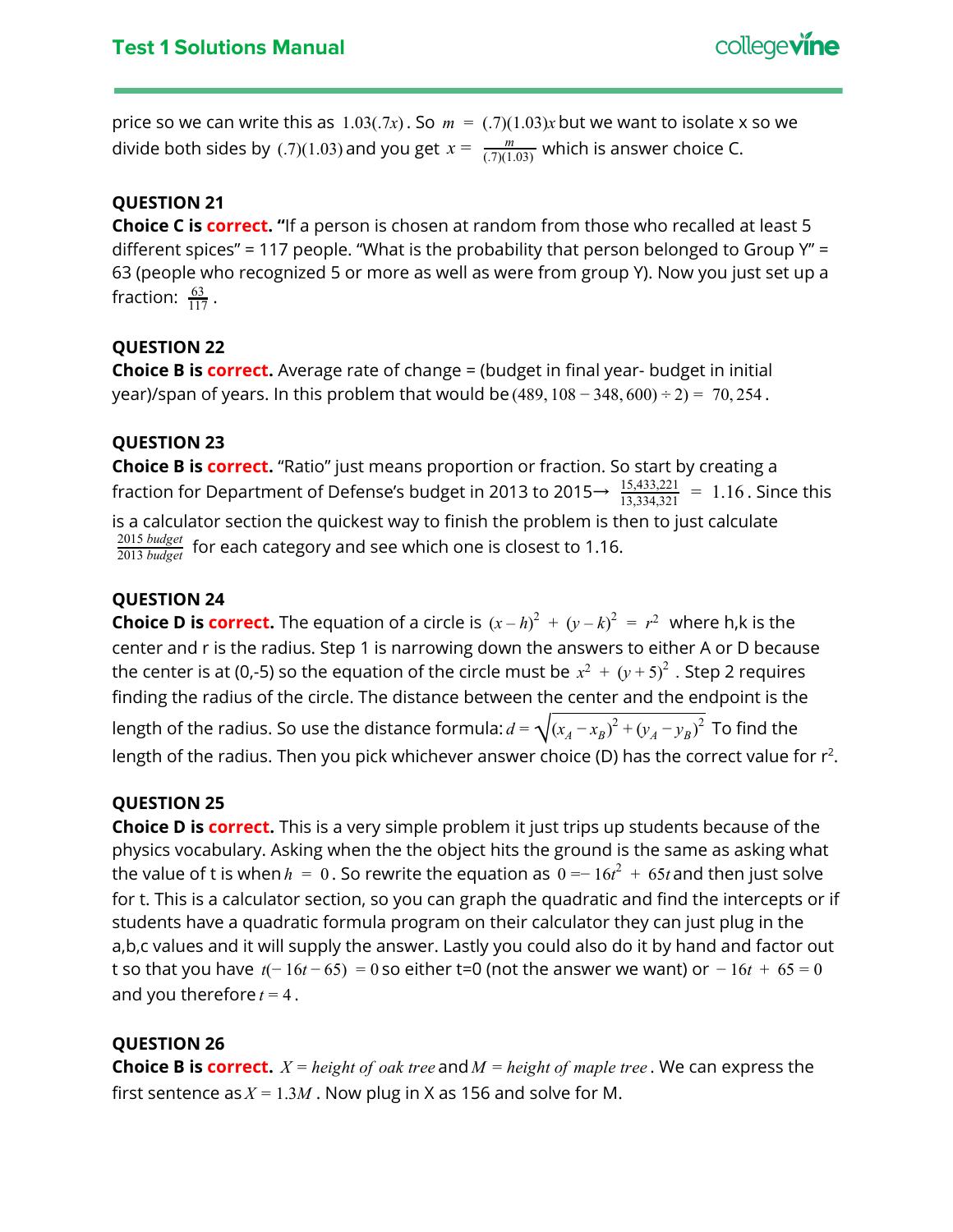price so we can write this as $1.03(.7x)$. So $m = (.7)(1.03)x$ but we want to isolate x so we divide both sides by $(.7)(1.03)$ and you get $x = \frac{m}{(.7)(1.03)}$ which is answer choice C.

### QUESTION 21

**Choice C is correct. "**If a person is chosen at random from those who recalled at least 5 different spices" = 117 people. "What is the probability that person belonged to Group Y" = 63 (people who recognized 5 or more as well as were from group Y). Now you just set up a fraction: $\frac{63}{117}$.

### QUESTION 22

**Choice B is correct.** Average rate of change = (budget in final year- budget in initial year)/span of years. In this problem that would be $(489,108 - 348,600) \div 2) = 70,254$.

### QUESTION 23

**Choice B is correct.** "Ratio" just means proportion or fraction. So start by creating a fraction for Department of Defense's budget in 2013 to 2015→ $\frac{15,433,221}{13,334,321} = 1.16$. Since this is a calculator section the quickest way to finish the problem is then to just calculate $\frac{2015\ budget}{2013\ budget}$ for each category and see which one is closest to 1.16.

### QUESTION 24

**Choice D is correct.** The equation of a circle is $(x-h)^2 + (y-k)^2 = r^2$ where h,k is the center and r is the radius. Step 1 is narrowing down the answers to either A or D because the center is at (0,-5) so the equation of the circle must be $x^2 + (y+5)^2$. Step 2 requires finding the radius of the circle. The distance between the center and the endpoint is the length of the radius. So use the distance formula: $d = \sqrt{(x_A - x_B)^2 + (y_A - y_B)^2}$ To find the length of the radius. Then you pick whichever answer choice (D) has the correct value for $r^2$.

### QUESTION 25

**Choice D is correct.** This is a very simple problem it just trips up students because of the physics vocabulary. Asking when the the object hits the ground is the same as asking what the value of t is when $h = 0$. So rewrite the equation as $0 = -16t^2 + 65t$ and then just solve for t. This is a calculator section, so you can graph the quadratic and find the intercepts or if students have a quadratic formula program on their calculator they can just plug in the a,b,c values and it will supply the answer. Lastly you could also do it by hand and factor out t so that you have $t(-16t - 65) = 0$ so either t=0 (not the answer we want) or $-16t + 65 = 0$ and you therefore $t = 4$.

### QUESTION 26

**Choice B is correct.** $X = height\ of\ oak\ tree$ and $M = height\ of\ maple\ tree$. We can express the first sentence as $X = 1.3M$. Now plug in X as 156 and solve for M.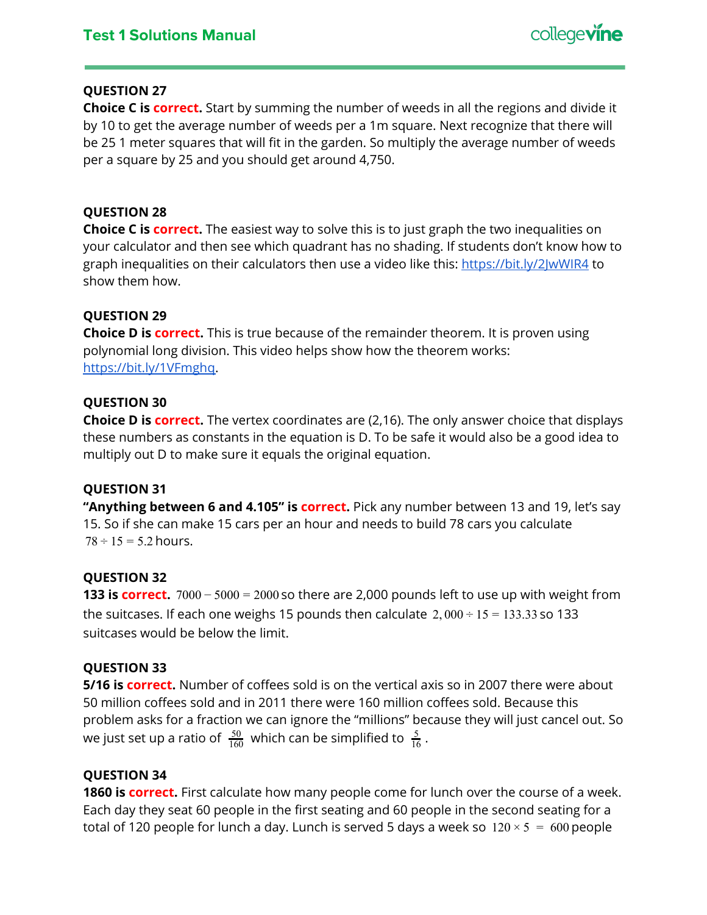**QUESTION 27**

**Choice C is correct.** Start by summing the number of weeds in all the regions and divide it by 10 to get the average number of weeds per a 1m square. Next recognize that there will be 25 1 meter squares that will fit in the garden. So multiply the average number of weeds per a square by 25 and you should get around 4,750.

**QUESTION 28**

**Choice C is correct.** The easiest way to solve this is to just graph the two inequalities on your calculator and then see which quadrant has no shading. If students don't know how to graph inequalities on their calculators then use a video like this: https://bit.ly/2JwWIR4 to show them how.

**QUESTION 29**

**Choice D is correct.** This is true because of the remainder theorem. It is proven using polynomial long division. This video helps show how the theorem works: https://bit.ly/1VFmghq.

**QUESTION 30**

**Choice D is correct.** The vertex coordinates are (2,16). The only answer choice that displays these numbers as constants in the equation is D. To be safe it would also be a good idea to multiply out D to make sure it equals the original equation.

**QUESTION 31**

**"Anything between 6 and 4.105" is correct.** Pick any number between 13 and 19, let's say 15. So if she can make 15 cars per an hour and needs to build 78 cars you calculate $78 \div 15 = 5.2$ hours.

**QUESTION 32**

**133 is correct.** $7000 - 5000 = 2000$ so there are 2,000 pounds left to use up with weight from the suitcases. If each one weighs 15 pounds then calculate $2,000 \div 15 = 133.33$ so 133 suitcases would be below the limit.

**QUESTION 33**

**5/16 is correct.** Number of coffees sold is on the vertical axis so in 2007 there were about 50 million coffees sold and in 2011 there were 160 million coffees sold. Because this problem asks for a fraction we can ignore the "millions" because they will just cancel out. So we just set up a ratio of $\frac{50}{160}$ which can be simplified to $\frac{5}{16}$.

**QUESTION 34**

**1860 is correct.** First calculate how many people come for lunch over the course of a week. Each day they seat 60 people in the first seating and 60 people in the second seating for a total of 120 people for lunch a day. Lunch is served 5 days a week so $120 \times 5 = 600$ people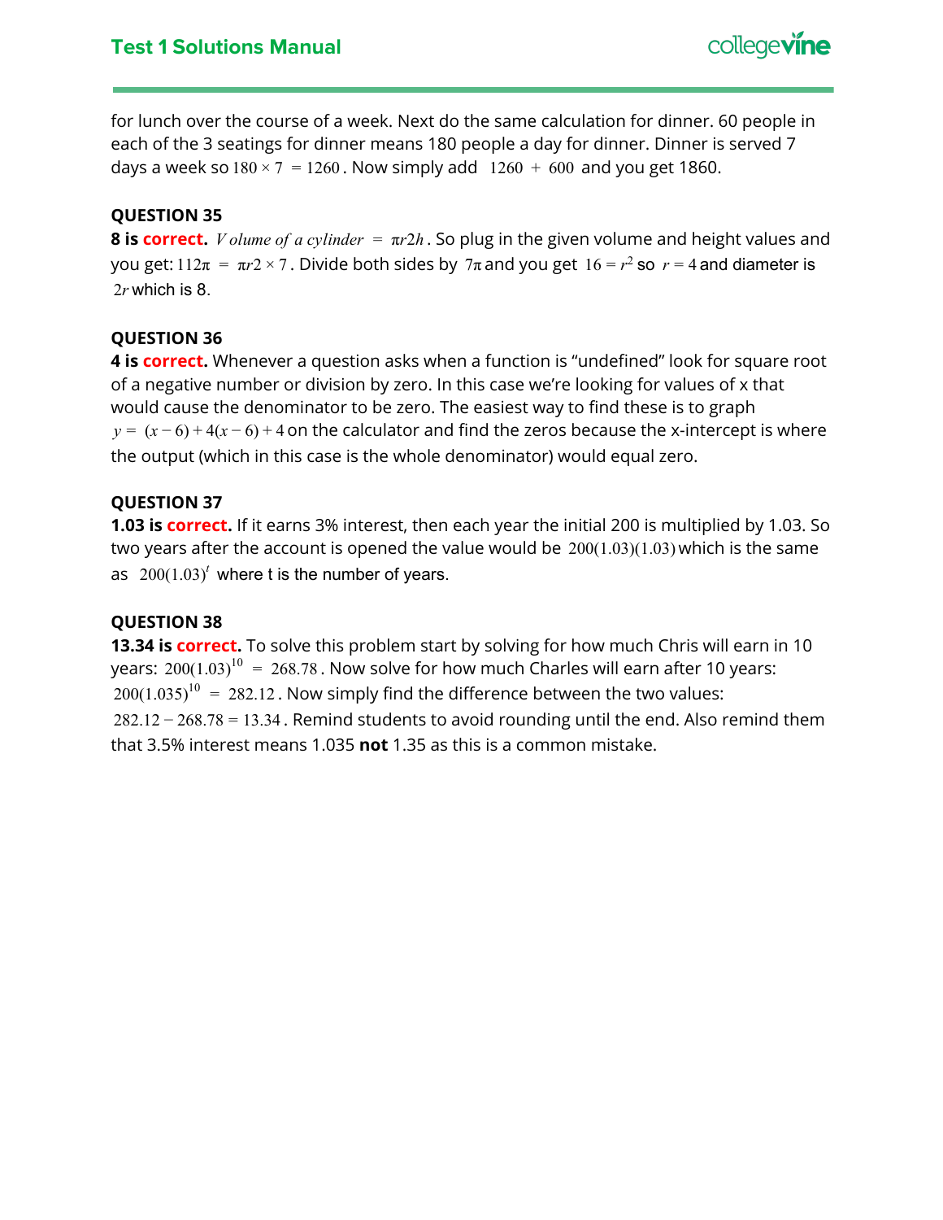for lunch over the course of a week. Next do the same calculation for dinner. 60 people in each of the 3 seatings for dinner means 180 people a day for dinner. Dinner is served 7 days a week so $180 \times 7 = 1260$. Now simply add $1260 + 600$ and you get 1860.

**QUESTION 35**

**8 is correct.** $Volume\ of\ a\ cylinder = \pi r2h$. So plug in the given volume and height values and you get: $112\pi = \pi r2 \times 7$. Divide both sides by $7\pi$ and you get $16 = r^2$ so $r = 4$ and diameter is $2r$ which is 8.

**QUESTION 36**

**4 is correct.** Whenever a question asks when a function is "undefined" look for square root of a negative number or division by zero. In this case we're looking for values of x that would cause the denominator to be zero. The easiest way to find these is to graph $y = (x-6) + 4(x-6) + 4$ on the calculator and find the zeros because the x-intercept is where the output (which in this case is the whole denominator) would equal zero.

**QUESTION 37**

**1.03 is correct.** If it earns 3% interest, then each year the initial 200 is multiplied by 1.03. So two years after the account is opened the value would be $200(1.03)(1.03)$ which is the same as $200(1.03)^t$ where t is the number of years.

**QUESTION 38**

**13.34 is correct.** To solve this problem start by solving for how much Chris will earn in 10 years: $200(1.03)^{10} = 268.78$. Now solve for how much Charles will earn after 10 years: $200(1.035)^{10} = 282.12$. Now simply find the difference between the two values: $282.12 - 268.78 = 13.34$. Remind students to avoid rounding until the end. Also remind them that 3.5% interest means 1.035 **not** 1.35 as this is a common mistake.